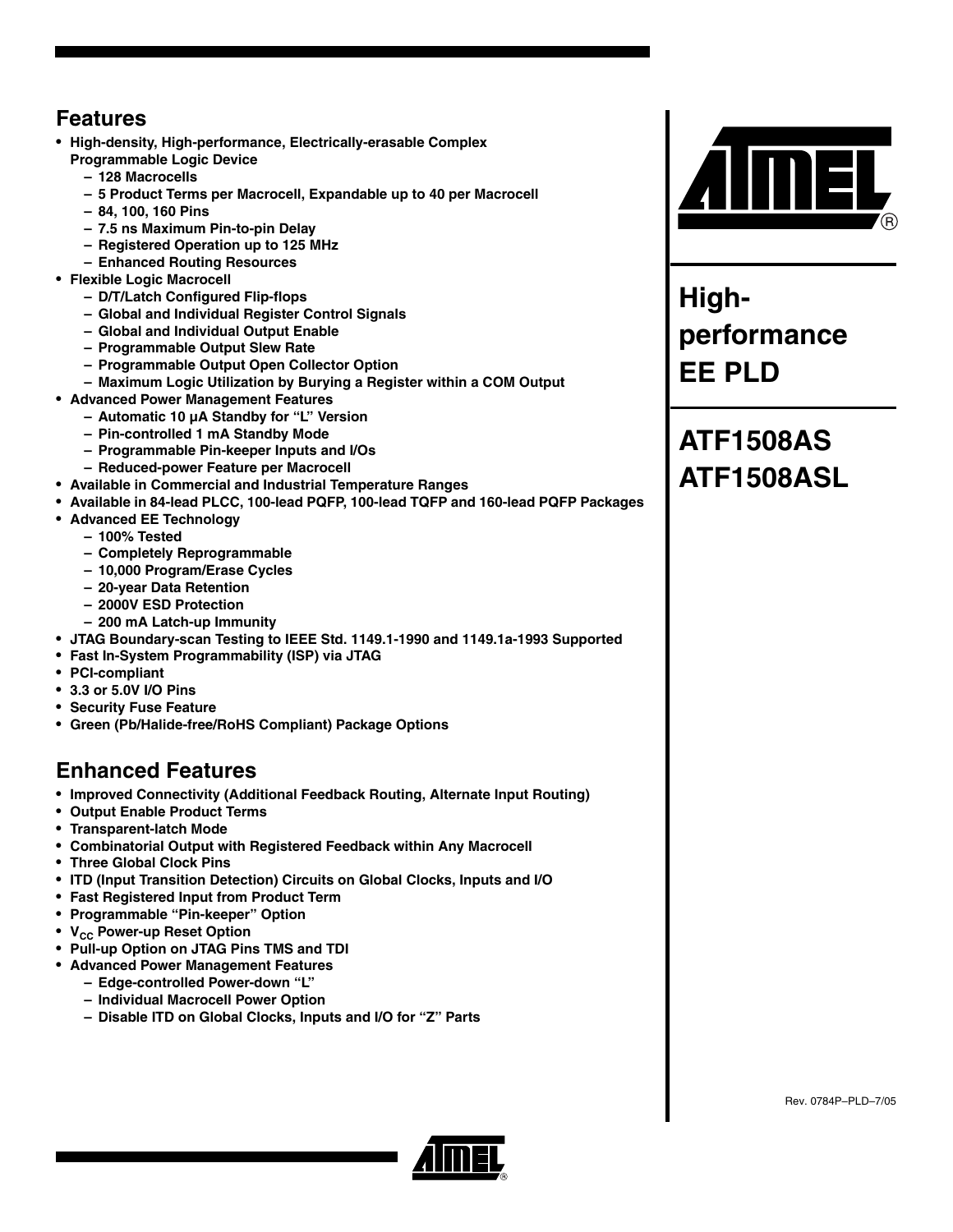## Features

- High-density, High-performance, Electrically-erasable Complex Programmable Logic Device
  - 128 Macrocells
  - 5 Product Terms per Macrocell, Expandable up to 40 per Macrocell
  - 84, 100, 160 Pins
  - 7.5 ns Maximum Pin-to-pin Delay
  - Registered Operation up to 125 MHz
  - Enhanced Routing Resources
- Flexible Logic Macrocell
  - D/T/Latch Configured Flip-flops
  - Global and Individual Register Control Signals
  - Global and Individual Output Enable
  - Programmable Output Slew Rate
  - Programmable Output Open Collector Option
  - Maximum Logic Utilization by Burying a Register within a COM Output
- Advanced Power Management Features
  - Automatic 10 µA Standby for “L” Version
  - Pin-controlled 1 mA Standby Mode
  - Programmable Pin-keeper Inputs and I/Os
  - Reduced-power Feature per Macrocell
- Available in Commercial and Industrial Temperature Ranges
- Available in 84-lead PLCC, 100-lead PQFP, 100-lead TQFP and 160-lead PQFP Packages
- Advanced EE Technology
  - 100% Tested
  - Completely Reprogrammable
  - 10,000 Program/Erase Cycles
  - 20-year Data Retention
  - 2000V ESD Protection
  - 200 mA Latch-up Immunity
- JTAG Boundary-scan Testing to IEEE Std. 1149.1-1990 and 1149.1a-1993 Supported
- Fast In-System Programmability (ISP) via JTAG
- PCI-compliant
- 3.3 or 5.0V I/O Pins
- Security Fuse Feature
- Green (Pb/Halide-free/RoHS Compliant) Package Options

## Enhanced Features

- Improved Connectivity (Additional Feedback Routing, Alternate Input Routing)
- Output Enable Product Terms
- Transparent-latch Mode
- Combinatorial Output with Registered Feedback within Any Macrocell
- Three Global Clock Pins
- ITD (Input Transition Detection) Circuits on Global Clocks, Inputs and I/O
- Fast Registered Input from Product Term
- Programmable “Pin-keeper” Option
- $V_{CC}$ Power-up Reset Option
- Pull-up Option on JTAG Pins TMS and TDI
- Advanced Power Management Features
  - Edge-controlled Power-down “L”
  - Individual Macrocell Power Option
  - Disable ITD on Global Clocks, Inputs and I/O for “Z” Parts

# High-performance EE PLD

# ATF1508AS ATF1508ASL

Rev. 0784P–PLD–7/05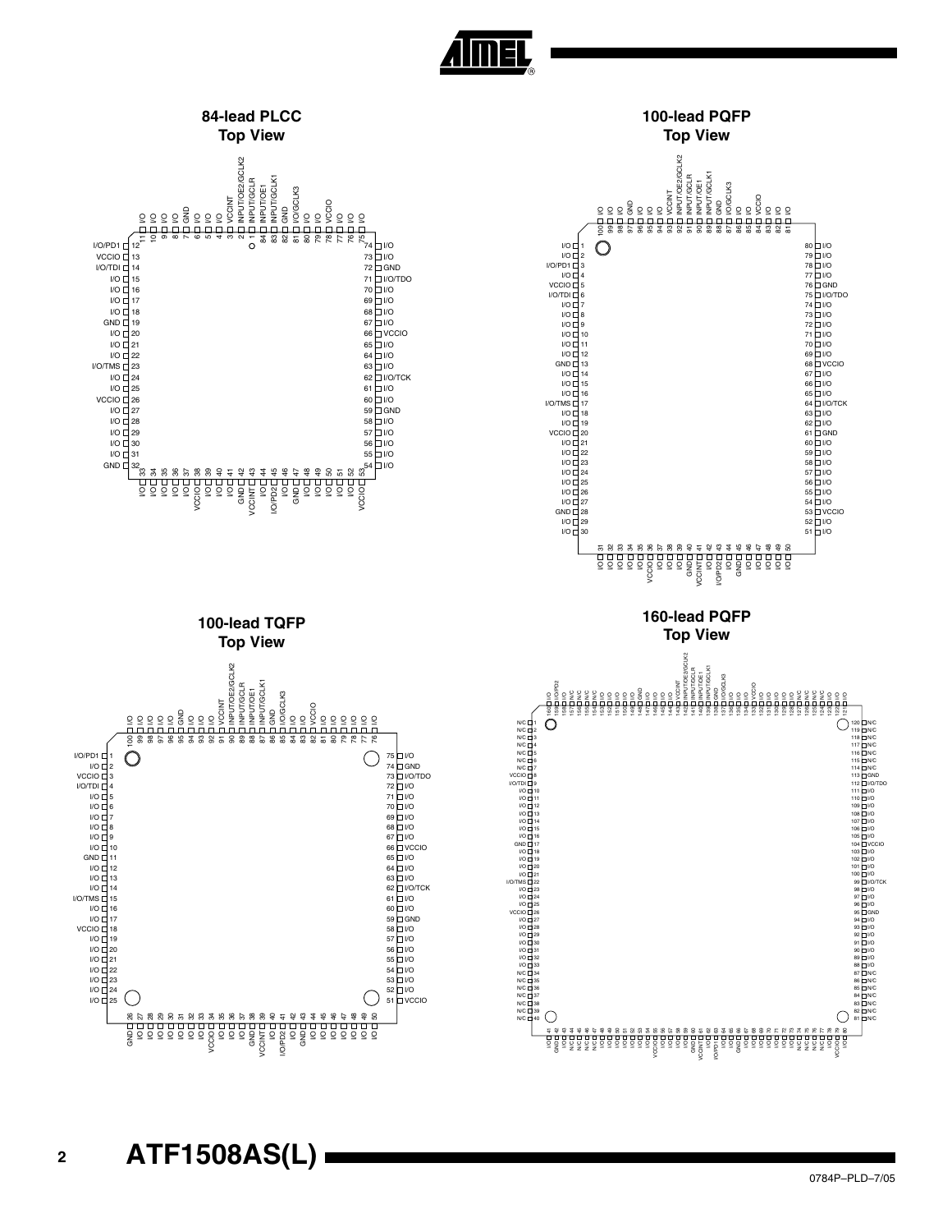## 84-lead PLCC
Top View

| Pin | Function | Pin | Function | Pin | Function |
|---|---|---|---|---|---|
| 1 | INPUT/GCLR | 29 | I/O | 57 | I/O |
| 2 | INPUT/OE2/GCLK2 | 30 | I/O | 58 | I/O |
| 3 | VCCINT | 31 | I/O | 59 | GND |
| 4 | I/O | 32 | GND | 60 | I/O |
| 5 | I/O | 33 | I/O | 61 | I/O |
| 6 | I/O | 34 | I/O | 62 | I/O/TCK |
| 7 | GND | 35 | I/O | 63 | I/O |
| 8 | I/O | 36 | I/O | 64 | I/O |
| 9 | I/O | 37 | I/O | 65 | I/O |
| 10 | I/O | 38 | VCCIO | 66 | VCCIO |
| 11 | I/O | 39 | I/O | 67 | I/O |
| 12 | I/O/PD1 | 40 | I/O | 68 | I/O |
| 13 | VCCIO | 41 | I/O | 69 | I/O |
| 14 | I/O/TDI | 42 | GND | 70 | I/O |
| 15 | I/O | 43 | VCCINT | 71 | I/O/TDO |
| 16 | I/O | 44 | I/O | 72 | GND |
| 17 | I/O | 45 | I/O/PD2 | 73 | I/O |
| 18 | I/O | 46 | I/O | 74 | I/O |
| 19 | GND | 47 | GND | 75 | I/O |
| 20 | I/O | 48 | I/O | 76 | I/O |
| 21 | I/O | 49 | I/O | 77 | I/O |
| 22 | I/O | 50 | I/O | 78 | VCCIO |
| 23 | I/O/TMS | 51 | I/O | 79 | I/O |
| 24 | I/O | 52 | I/O | 80 | I/O |
| 25 | I/O | 53 | VCCIO | 81 | I/O/GCLK3 |
| 26 | VCCIO | 54 | I/O | 82 | GND |
| 27 | I/O | 55 | I/O | 83 | INPUT/GCLK1 |
| 28 | I/O | 56 | I/O | 84 | INPUT/OE1 |

## 100-lead PQFP
Top View

| Pin | Function | Pin | Function | Pin | Function | Pin | Function |
|---|---|---|---|---|---|---|---|
| 1 | I/O | 26 | I/O | 51 | I/O | 76 | GND |
| 2 | I/O | 27 | I/O | 52 | I/O | 77 | I/O |
| 3 | I/O/PD1 | 28 | GND | 53 | VCCIO | 78 | I/O |
| 4 | I/O | 29 | I/O | 54 | I/O | 79 | I/O |
| 5 | VCCIO | 30 | I/O | 55 | I/O | 80 | I/O |
| 6 | I/O/TDI | 31 | I/O | 56 | I/O | 81 | I/O |
| 7 | I/O | 32 | I/O | 57 | I/O | 82 | I/O |
| 8 | I/O | 33 | I/O | 58 | I/O | 83 | I/O |
| 9 | I/O | 34 | I/O | 59 | I/O | 84 | VCCIO |
| 10 | I/O | 35 | I/O | 60 | I/O | 85 | I/O |
| 11 | I/O | 36 | VCCIO | 61 | GND | 86 | I/O |
| 12 | I/O | 37 | I/O | 62 | I/O | 87 | I/O/GCLK3 |
| 13 | GND | 38 | I/O | 63 | I/O | 88 | GND |
| 14 | I/O | 39 | I/O | 64 | I/O/TCK | 89 | INPUT/GCLK1 |
| 15 | I/O | 40 | GND | 65 | I/O | 90 | INPUT/OE1 |
| 16 | I/O | 41 | VCCINT | 66 | I/O | 91 | INPUT/GCLR |
| 17 | I/O/TMS | 42 | I/O | 67 | I/O | 92 | INPUT/OE2/GCLK2 |
| 18 | I/O | 43 | I/O/PD2 | 68 | VCCIO | 93 | VCCINT |
| 19 | I/O | 44 | I/O | 69 | I/O | 94 | I/O |
| 20 | VCCIO | 45 | GND | 70 | I/O | 95 | I/O |
| 21 | I/O | 46 | I/O | 71 | I/O | 96 | I/O |
| 22 | I/O | 47 | I/O | 72 | I/O | 97 | GND |
| 23 | I/O | 48 | I/O | 73 | I/O | 98 | I/O |
| 24 | I/O | 49 | I/O | 74 | I/O | 99 | I/O |
| 25 | I/O | 50 | I/O | 75 | I/O/TDO | 100 | I/O |

## 100-lead TQFP
Top View

| Pin | Function | Pin | Function | Pin | Function | Pin | Function |
|---|---|---|---|---|---|---|---|
| 1 | I/O/PD1 | 26 | GND | 51 | VCCIO | 76 | I/O |
| 2 | I/O | 27 | I/O | 52 | I/O | 77 | I/O |
| 3 | VCCIO | 28 | I/O | 53 | I/O | 78 | I/O |
| 4 | I/O/TDI | 29 | I/O | 54 | I/O | 79 | I/O |
| 5 | I/O | 30 | I/O | 55 | I/O | 80 | I/O |
| 6 | I/O | 31 | I/O | 56 | I/O | 81 | I/O |
| 7 | I/O | 32 | I/O | 57 | I/O | 82 | VCCIO |
| 8 | I/O | 33 | I/O | 58 | I/O | 83 | I/O |
| 9 | I/O | 34 | VCCIO | 59 | GND | 84 | I/O |
| 10 | I/O | 35 | I/O | 60 | I/O | 85 | I/O/GCLK3 |
| 11 | GND | 36 | I/O | 61 | I/O | 86 | GND |
| 12 | I/O | 37 | I/O | 62 | I/O/TCK | 87 | INPUT/GCLK1 |
| 13 | I/O | 38 | GND | 63 | I/O | 88 | INPUT/OE1 |
| 14 | I/O | 39 | VCCINT | 64 | I/O | 89 | INPUT/GCLR |
| 15 | I/O/TMS | 40 | I/O | 65 | I/O | 90 | INPUT/OE2/GCLK2 |
| 16 | I/O | 41 | I/O/PD2 | 66 | VCCIO | 91 | VCCINT |
| 17 | I/O | 42 | I/O | 67 | I/O | 92 | I/O |
| 18 | VCCIO | 43 | GND | 68 | I/O | 93 | I/O |
| 19 | I/O | 44 | I/O | 69 | I/O | 94 | I/O |
| 20 | I/O | 45 | I/O | 70 | I/O | 95 | GND |
| 21 | I/O | 46 | I/O | 71 | I/O | 96 | I/O |
| 22 | I/O | 47 | I/O | 72 | I/O | 97 | I/O |
| 23 | I/O | 48 | I/O | 73 | I/O/TDO | 98 | I/O |
| 24 | I/O | 49 | I/O | 74 | GND | 99 | I/O |
| 25 | I/O | 50 | I/O | 75 | I/O | 100 | I/O |

## 160-lead PQFP
Top View

| Pin | Function | Pin | Function | Pin | Function | Pin | Function |
|---|---|---|---|---|---|---|---|
| 1 | N/C | 41 | I/O | 81 | N/C | 121 | I/O |
| 2 | N/C | 42 | GND | 82 | N/C | 122 | I/O |
| 3 | N/C | 43 | N/C | 83 | N/C | 123 | N/C |
| 4 | N/C | 44 | N/C | 84 | N/C | 124 | N/C |
| 5 | N/C | 45 | N/C | 85 | N/C | 125 | N/C |
| 6 | N/C | 46 | N/C | 86 | N/C | 126 | N/C |
| 7 | N/C | 47 | N/C | 87 | N/C | 127 | N/C |
| 8 | VCCIO | 48 | I/O | 88 | I/O | 128 | I/O |
| 9 | I/O/TDI | 49 | I/O | 89 | I/O | 129 | I/O |
| 10 | I/O | 50 | I/O | 90 | I/O | 130 | I/O |
| 11 | I/O | 51 | I/O | 91 | I/O | 131 | I/O |
| 12 | I/O | 52 | I/O | 92 | I/O | 132 | VCCIO |
| 13 | I/O | 53 | I/O | 93 | I/O | 133 | I/O |
| 14 | I/O | 54 | I/O | 94 | I/O | 134 | I/O |
| 15 | I/O | 55 | VCCIO | 95 | GND | 135 | I/O |
| 16 | I/O | 56 | I/O | 96 | I/O | 136 | I/O |
| 17 | GND | 57 | I/O | 97 | I/O | 137 | I/O/GCLK3 |
| 18 | I/O | 58 | I/O | 98 | I/O | 138 | GND |
| 19 | I/O | 59 | I/O | 99 | I/O/TCK | 139 | INPUT/GCLK1 |
| 20 | I/O | 60 | GND | 100 | I/O | 140 | INPUT/OE1 |
| 21 | I/O | 61 | VCCINT | 101 | I/O | 141 | INPUT/GCLR |
| 22 | I/O/TMS | 62 | I/O | 102 | I/O | 142 | INPUT/OE2/GCLK2 |
| 23 | I/O | 63 | I/O/PD1 | 103 | I/O | 143 | VCCINT |
| 24 | I/O | 64 | I/O | 104 | VCCIO | 144 | I/O |
| 25 | I/O | 65 | I/O | 105 | I/O | 145 | I/O |
| 26 | VCCIO | 66 | GND | 106 | I/O | 146 | I/O |
| 27 | I/O | 67 | I/O | 107 | I/O | 147 | I/O |
| 28 | I/O | 68 | I/O | 108 | I/O | 148 | GND |
| 29 | I/O | 69 | I/O | 109 | I/O | 149 | I/O |
| 30 | I/O | 70 | I/O | 110 | I/O | 150 | I/O |
| 31 | I/O | 71 | I/O | 111 | I/O | 151 | I/O |
| 32 | I/O | 72 | I/O | 112 | I/O/TDO | 152 | I/O |
| 33 | I/O | 73 | I/O | 113 | GND | 153 | I/O |
| 34 | N/C | 74 | N/C | 114 | N/C | 154 | N/C |
| 35 | N/C | 75 | N/C | 115 | N/C | 155 | N/C |
| 36 | N/C | 76 | N/C | 116 | N/C | 156 | N/C |
| 37 | N/C | 77 | N/C | 117 | N/C | 157 | N/C |
| 38 | N/C | 78 | I/O | 118 | N/C | 158 | I/O |
| 39 | N/C | 79 | VCCIO | 119 | N/C | 159 | I/O/PD2 |
| 40 | N/C | 80 | I/O | 120 | N/C | 160 | I/O |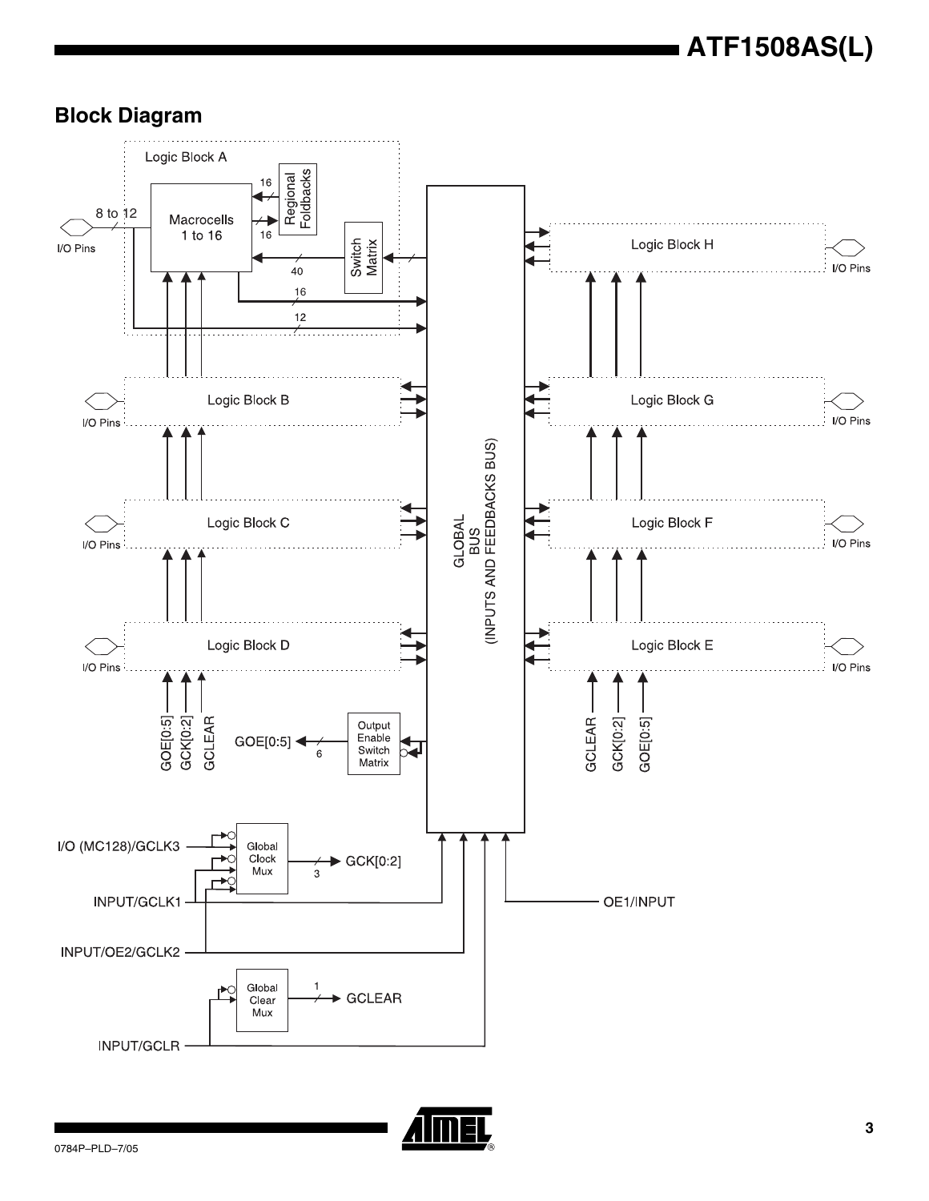## Block Diagram

Logic Block A

Macrocells 1 to 16

Regional Foldbacks

Switch Matrix

8 to 12

16

16

40

16

12

I/O Pins

Logic Block B

Logic Block C

Logic Block D

Logic Block E

Logic Block F

Logic Block G

Logic Block H

GLOBAL BUS (INPUTS AND FEEDBACKS BUS)

GOE[0:5]

GCK[0:2]

GCLEAR

Output Enable Switch Matrix

6

I/O (MC128)/GCLK3

Global Clock Mux

3

GCK[0:2]

INPUT/GCLK1

INPUT/OE2/GCLK2

OE1/INPUT

Global Clear Mux

1

GCLEAR

INPUT/GCLR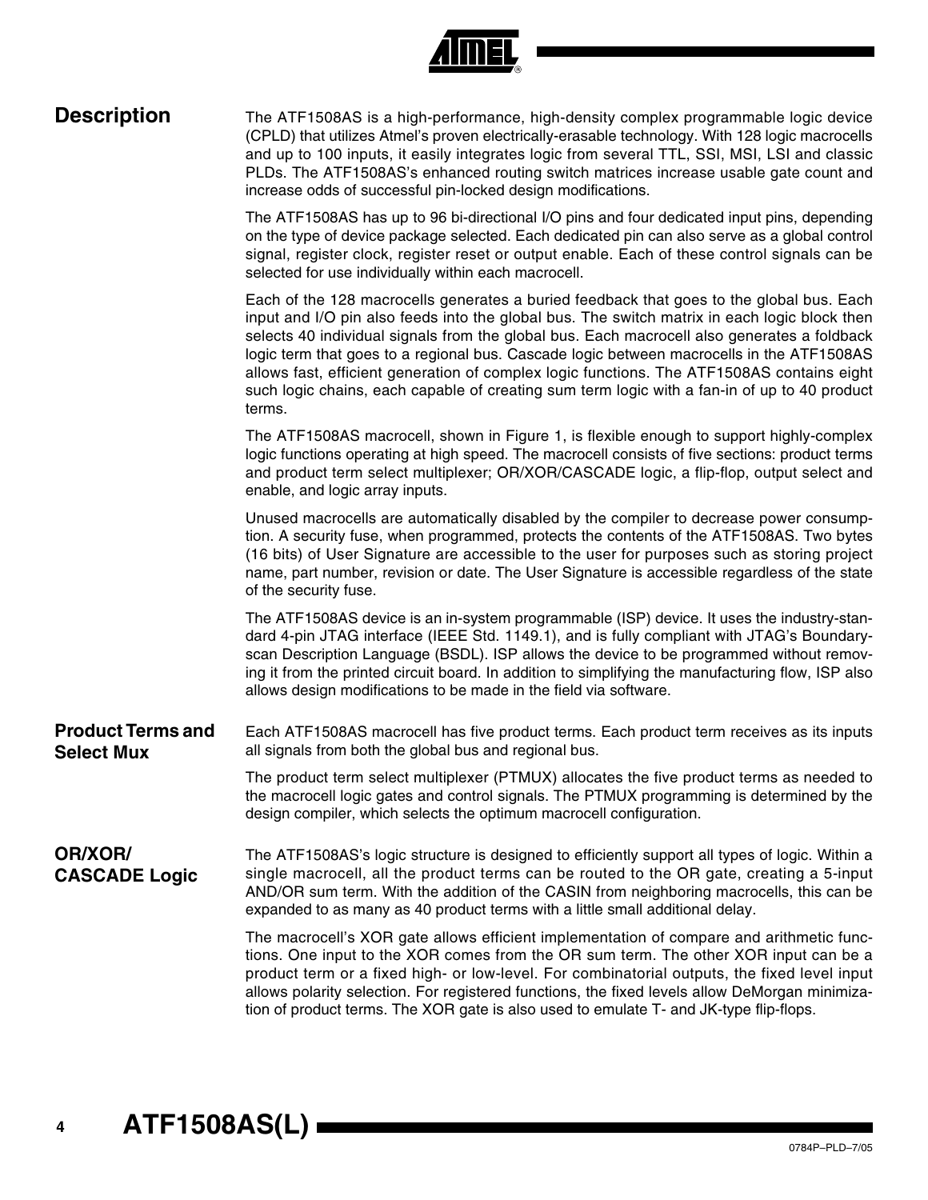## Description

The ATF1508AS is a high-performance, high-density complex programmable logic device (CPLD) that utilizes Atmel's proven electrically-erasable technology. With 128 logic macrocells and up to 100 inputs, it easily integrates logic from several TTL, SSI, MSI, LSI and classic PLDs. The ATF1508AS's enhanced routing switch matrices increase usable gate count and increase odds of successful pin-locked design modifications.

The ATF1508AS has up to 96 bi-directional I/O pins and four dedicated input pins, depending on the type of device package selected. Each dedicated pin can also serve as a global control signal, register clock, register reset or output enable. Each of these control signals can be selected for use individually within each macrocell.

Each of the 128 macrocells generates a buried feedback that goes to the global bus. Each input and I/O pin also feeds into the global bus. The switch matrix in each logic block then selects 40 individual signals from the global bus. Each macrocell also generates a foldback logic term that goes to a regional bus. Cascade logic between macrocells in the ATF1508AS allows fast, efficient generation of complex logic functions. The ATF1508AS contains eight such logic chains, each capable of creating sum term logic with a fan-in of up to 40 product terms.

The ATF1508AS macrocell, shown in Figure 1, is flexible enough to support highly-complex logic functions operating at high speed. The macrocell consists of five sections: product terms and product term select multiplexer; OR/XOR/CASCADE logic, a flip-flop, output select and enable, and logic array inputs.

Unused macrocells are automatically disabled by the compiler to decrease power consumption. A security fuse, when programmed, protects the contents of the ATF1508AS. Two bytes (16 bits) of User Signature are accessible to the user for purposes such as storing project name, part number, revision or date. The User Signature is accessible regardless of the state of the security fuse.

The ATF1508AS device is an in-system programmable (ISP) device. It uses the industry-standard 4-pin JTAG interface (IEEE Std. 1149.1), and is fully compliant with JTAG's Boundary-scan Description Language (BSDL). ISP allows the device to be programmed without removing it from the printed circuit board. In addition to simplifying the manufacturing flow, ISP also allows design modifications to be made in the field via software.

## Product Terms and Select Mux

Each ATF1508AS macrocell has five product terms. Each product term receives as its inputs all signals from both the global bus and regional bus.

The product term select multiplexer (PTMUX) allocates the five product terms as needed to the macrocell logic gates and control signals. The PTMUX programming is determined by the design compiler, which selects the optimum macrocell configuration.

## OR/XOR/CASCADE Logic

The ATF1508AS's logic structure is designed to efficiently support all types of logic. Within a single macrocell, all the product terms can be routed to the OR gate, creating a 5-input AND/OR sum term. With the addition of the CASIN from neighboring macrocells, this can be expanded to as many as 40 product terms with a little small additional delay.

The macrocell's XOR gate allows efficient implementation of compare and arithmetic functions. One input to the XOR comes from the OR sum term. The other XOR input can be a product term or a fixed high- or low-level. For combinatorial outputs, the fixed level input allows polarity selection. For registered functions, the fixed levels allow DeMorgan minimization of product terms. The XOR gate is also used to emulate T- and JK-type flip-flops.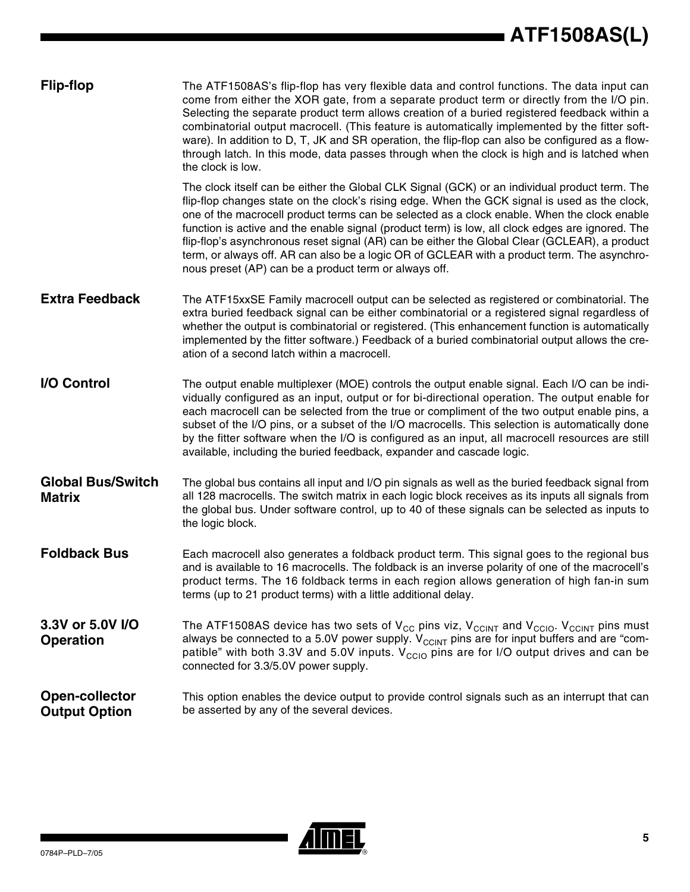## Flip-flop

The ATF1508AS's flip-flop has very flexible data and control functions. The data input can come from either the XOR gate, from a separate product term or directly from the I/O pin. Selecting the separate product term allows creation of a buried registered feedback within a combinatorial output macrocell. (This feature is automatically implemented by the fitter software). In addition to D, T, JK and SR operation, the flip-flop can also be configured as a flow-through latch. In this mode, data passes through when the clock is high and is latched when the clock is low.

The clock itself can be either the Global CLK Signal (GCK) or an individual product term. The flip-flop changes state on the clock's rising edge. When the GCK signal is used as the clock, one of the macrocell product terms can be selected as a clock enable. When the clock enable function is active and the enable signal (product term) is low, all clock edges are ignored. The flip-flop's asynchronous reset signal (AR) can be either the Global Clear (GCLEAR), a product term, or always off. AR can also be a logic OR of GCLEAR with a product term. The asynchronous preset (AP) can be a product term or always off.

## Extra Feedback

The ATF15xxSE Family macrocell output can be selected as registered or combinatorial. The extra buried feedback signal can be either combinatorial or a registered signal regardless of whether the output is combinatorial or registered. (This enhancement function is automatically implemented by the fitter software.) Feedback of a buried combinatorial output allows the creation of a second latch within a macrocell.

## I/O Control

The output enable multiplexer (MOE) controls the output enable signal. Each I/O can be individually configured as an input, output or for bi-directional operation. The output enable for each macrocell can be selected from the true or compliment of the two output enable pins, a subset of the I/O pins, or a subset of the I/O macrocells. This selection is automatically done by the fitter software when the I/O is configured as an input, all macrocell resources are still available, including the buried feedback, expander and cascade logic.

## Global Bus/Switch Matrix

The global bus contains all input and I/O pin signals as well as the buried feedback signal from all 128 macrocells. The switch matrix in each logic block receives as its inputs all signals from the global bus. Under software control, up to 40 of these signals can be selected as inputs to the logic block.

## Foldback Bus

Each macrocell also generates a foldback product term. This signal goes to the regional bus and is available to 16 macrocells. The foldback is an inverse polarity of one of the macrocell's product terms. The 16 foldback terms in each region allows generation of high fan-in sum terms (up to 21 product terms) with a little additional delay.

## 3.3V or 5.0V I/O Operation

The ATF1508AS device has two sets of $V_{CC}$ pins viz, $V_{CCINT}$ and $V_{CCIO}$. $V_{CCINT}$ pins must always be connected to a 5.0V power supply. $V_{CCINT}$ pins are for input buffers and are "compatible" with both 3.3V and 5.0V inputs. $V_{CCIO}$ pins are for I/O output drives and can be connected for 3.3/5.0V power supply.

## Open-collector Output Option

This option enables the device output to provide control signals such as an interrupt that can be asserted by any of the several devices.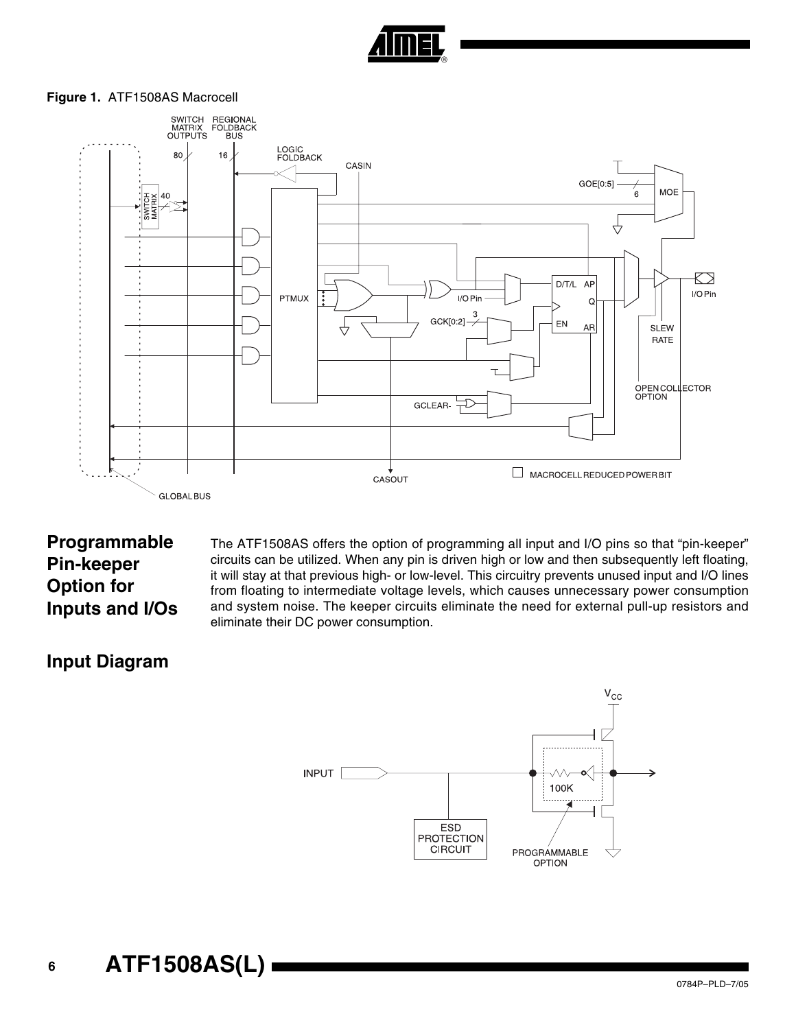**Figure 1.** ATF1508AS Macrocell

## Programmable Pin-keeper Option for Inputs and I/Os

The ATF1508AS offers the option of programming all input and I/O pins so that "pin-keeper" circuits can be utilized. When any pin is driven high or low and then subsequently left floating, it will stay at that previous high- or low-level. This circuitry prevents unused input and I/O lines from floating to intermediate voltage levels, which causes unnecessary power consumption and system noise. The keeper circuits eliminate the need for external pull-up resistors and eliminate their DC power consumption.

## Input Diagram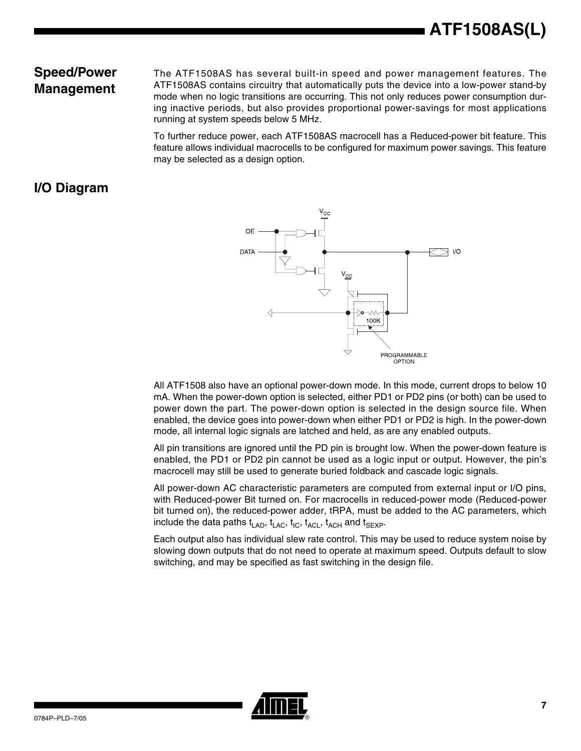## Speed/Power Management

The ATF1508AS has several built-in speed and power management features. The ATF1508AS contains circuitry that automatically puts the device into a low-power stand-by mode when no logic transitions are occurring. This not only reduces power consumption during inactive periods, but also provides proportional power-savings for most applications running at system speeds below 5 MHz.

To further reduce power, each ATF1508AS macrocell has a Reduced-power bit feature. This feature allows individual macrocells to be configured for maximum power savings. This feature may be selected as a design option.

## I/O Diagram

All ATF1508 also have an optional power-down mode. In this mode, current drops to below 10 mA. When the power-down option is selected, either PD1 or PD2 pins (or both) can be used to power down the part. The power-down option is selected in the design source file. When enabled, the device goes into power-down when either PD1 or PD2 is high. In the power-down mode, all internal logic signals are latched and held, as are any enabled outputs.

All pin transitions are ignored until the PD pin is brought low. When the power-down feature is enabled, the PD1 or PD2 pin cannot be used as a logic input or output. However, the pin's macrocell may still be used to generate buried foldback and cascade logic signals.

All power-down AC characteristic parameters are computed from external input or I/O pins, with Reduced-power Bit turned on. For macrocells in reduced-power mode (Reduced-power bit turned on), the reduced-power adder, tRPA, must be added to the AC parameters, which include the data paths $t_{LAD}$, $t_{LAC}$, $t_{IC}$, $t_{ACL}$, $t_{ACH}$ and $t_{SEXP}$.

Each output also has individual slew rate control. This may be used to reduce system noise by slowing down outputs that do not need to operate at maximum speed. Outputs default to slow switching, and may be specified as fast switching in the design file.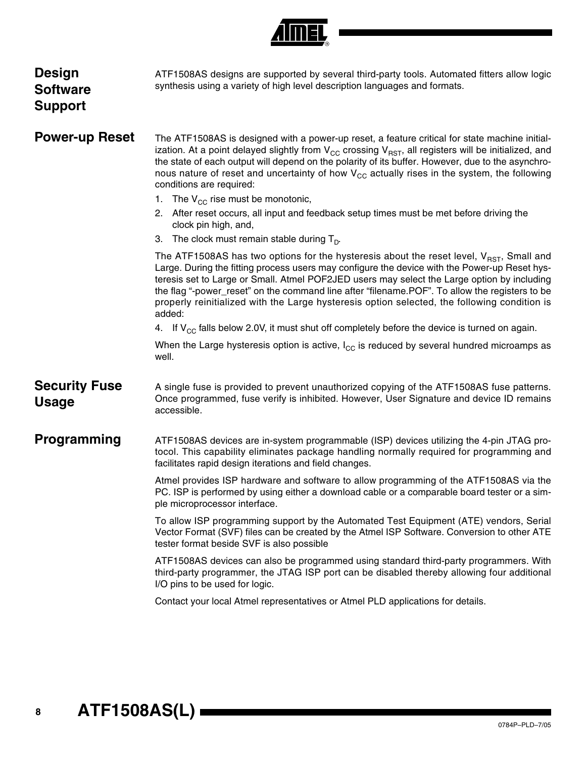## Design Software Support

ATF1508AS designs are supported by several third-party tools. Automated fitters allow logic synthesis using a variety of high level description languages and formats.

## Power-up Reset

The ATF1508AS is designed with a power-up reset, a feature critical for state machine initialization. At a point delayed slightly from $V_{CC}$ crossing $V_{RST}$, all registers will be initialized, and the state of each output will depend on the polarity of its buffer. However, due to the asynchronous nature of reset and uncertainty of how $V_{CC}$ actually rises in the system, the following conditions are required:

1. The $V_{CC}$ rise must be monotonic,
2. After reset occurs, all input and feedback setup times must be met before driving the clock pin high, and,
3. The clock must remain stable during $T_D$.

The ATF1508AS has two options for the hysteresis about the reset level, $V_{RST}$, Small and Large. During the fitting process users may configure the device with the Power-up Reset hysteresis set to Large or Small. Atmel POF2JED users may select the Large option by including the flag "-power_reset" on the command line after "filename.POF". To allow the registers to be properly reinitialized with the Large hysteresis option selected, the following condition is added:

4. If $V_{CC}$ falls below 2.0V, it must shut off completely before the device is turned on again.

When the Large hysteresis option is active, $I_{CC}$ is reduced by several hundred microamps as well.

## Security Fuse Usage

A single fuse is provided to prevent unauthorized copying of the ATF1508AS fuse patterns. Once programmed, fuse verify is inhibited. However, User Signature and device ID remains accessible.

## Programming

ATF1508AS devices are in-system programmable (ISP) devices utilizing the 4-pin JTAG protocol. This capability eliminates package handling normally required for programming and facilitates rapid design iterations and field changes.

Atmel provides ISP hardware and software to allow programming of the ATF1508AS via the PC. ISP is performed by using either a download cable or a comparable board tester or a simple microprocessor interface.

To allow ISP programming support by the Automated Test Equipment (ATE) vendors, Serial Vector Format (SVF) files can be created by the Atmel ISP Software. Conversion to other ATE tester format beside SVF is also possible

ATF1508AS devices can also be programmed using standard third-party programmers. With third-party programmer, the JTAG ISP port can be disabled thereby allowing four additional I/O pins to be used for logic.

Contact your local Atmel representatives or Atmel PLD applications for details.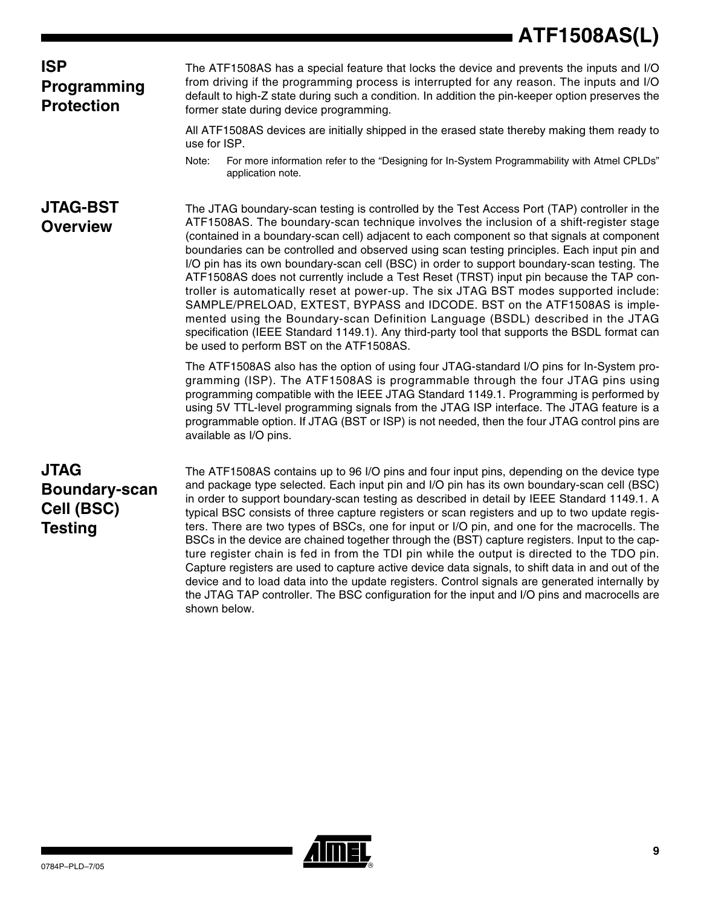## ISP Programming Protection

The ATF1508AS has a special feature that locks the device and prevents the inputs and I/O from driving if the programming process is interrupted for any reason. The inputs and I/O default to high-Z state during such a condition. In addition the pin-keeper option preserves the former state during device programming.

All ATF1508AS devices are initially shipped in the erased state thereby making them ready to use for ISP.

Note: For more information refer to the "Designing for In-System Programmability with Atmel CPLDs" application note.

## JTAG-BST Overview

The JTAG boundary-scan testing is controlled by the Test Access Port (TAP) controller in the ATF1508AS. The boundary-scan technique involves the inclusion of a shift-register stage (contained in a boundary-scan cell) adjacent to each component so that signals at component boundaries can be controlled and observed using scan testing principles. Each input pin and I/O pin has its own boundary-scan cell (BSC) in order to support boundary-scan testing. The ATF1508AS does not currently include a Test Reset (TRST) input pin because the TAP controller is automatically reset at power-up. The six JTAG BST modes supported include: SAMPLE/PRELOAD, EXTEST, BYPASS and IDCODE. BST on the ATF1508AS is implemented using the Boundary-scan Definition Language (BSDL) described in the JTAG specification (IEEE Standard 1149.1). Any third-party tool that supports the BSDL format can be used to perform BST on the ATF1508AS.

The ATF1508AS also has the option of using four JTAG-standard I/O pins for In-System programming (ISP). The ATF1508AS is programmable through the four JTAG pins using programming compatible with the IEEE JTAG Standard 1149.1. Programming is performed by using 5V TTL-level programming signals from the JTAG ISP interface. The JTAG feature is a programmable option. If JTAG (BST or ISP) is not needed, then the four JTAG control pins are available as I/O pins.

## JTAG Boundary-scan Cell (BSC) Testing

The ATF1508AS contains up to 96 I/O pins and four input pins, depending on the device type and package type selected. Each input pin and I/O pin has its own boundary-scan cell (BSC) in order to support boundary-scan testing as described in detail by IEEE Standard 1149.1. A typical BSC consists of three capture registers or scan registers and up to two update registers. There are two types of BSCs, one for input or I/O pin, and one for the macrocells. The BSCs in the device are chained together through the (BST) capture registers. Input to the capture register chain is fed in from the TDI pin while the output is directed to the TDO pin. Capture registers are used to capture active device data signals, to shift data in and out of the device and to load data into the update registers. Control signals are generated internally by the JTAG TAP controller. The BSC configuration for the input and I/O pins and macrocells are shown below.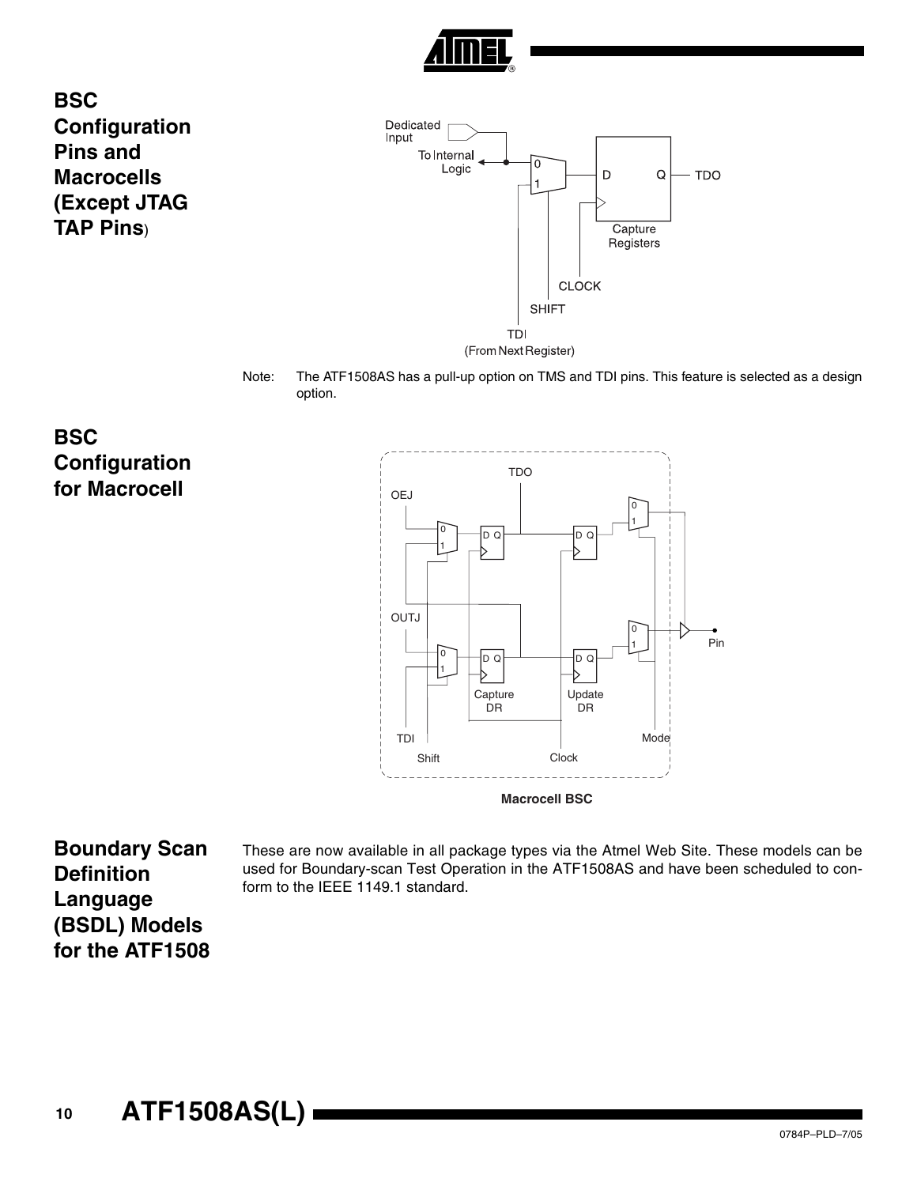## BSC Configuration Pins and Macrocells (Except JTAG TAP Pins)

Note: The ATF1508AS has a pull-up option on TMS and TDI pins. This feature is selected as a design option.

## BSC Configuration for Macrocell

**Macrocell BSC**

## Boundary Scan Definition Language (BSDL) Models for the ATF1508

These are now available in all package types via the Atmel Web Site. These models can be used for Boundary-scan Test Operation in the ATF1508AS and have been scheduled to conform to the IEEE 1149.1 standard.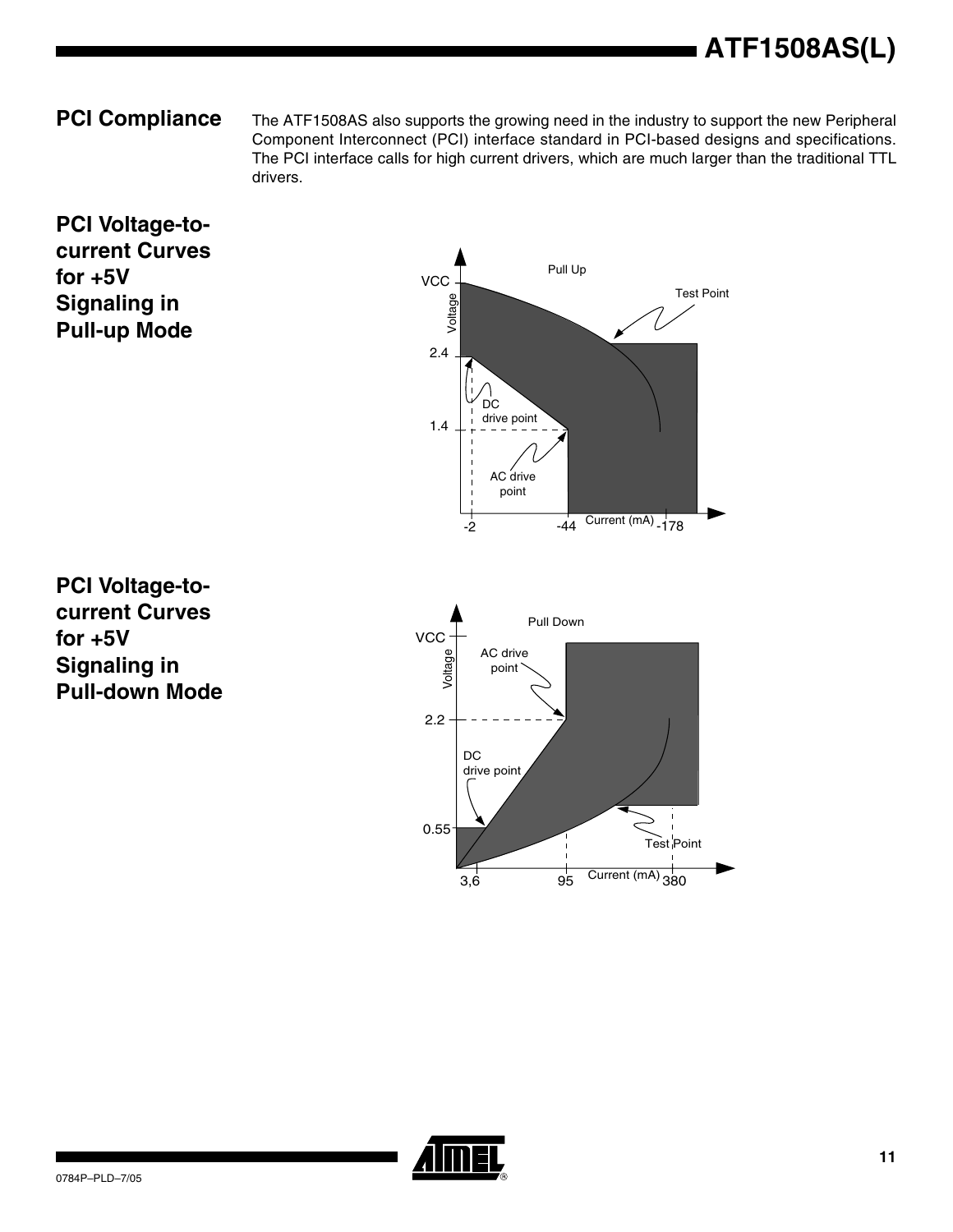## PCI Compliance

The ATF1508AS also supports the growing need in the industry to support the new Peripheral Component Interconnect (PCI) interface standard in PCI-based designs and specifications. The PCI interface calls for high current drivers, which are much larger than the traditional TTL drivers.

## PCI Voltage-to-current Curves for +5V Signaling in Pull-up Mode

## PCI Voltage-to-current Curves for +5V Signaling in Pull-down Mode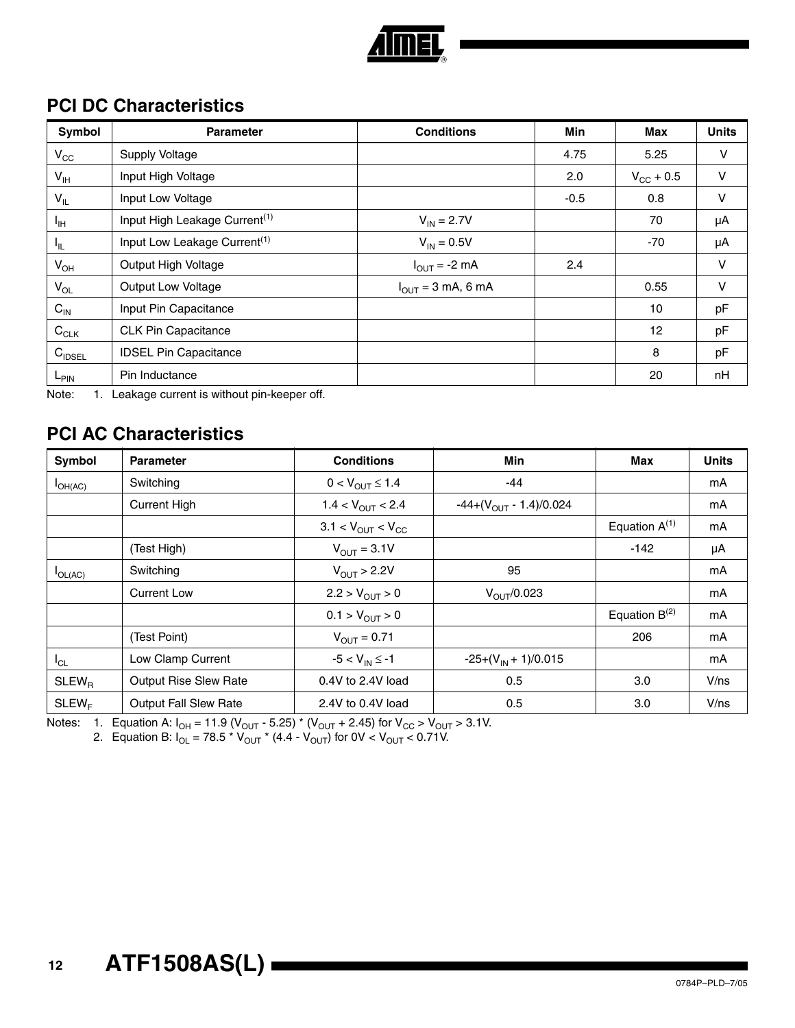## PCI DC Characteristics

| Symbol | Parameter | Conditions | Min | Max | Units |
|---|---|---|---|---|---|
| $V_{CC}$ | Supply Voltage | | 4.75 | 5.25 | V |
| $V_{IH}$ | Input High Voltage | | 2.0 | $V_{CC} + 0.5$ | V |
| $V_{IL}$ | Input Low Voltage | | -0.5 | 0.8 | V |
| $I_{IH}$ | Input High Leakage Current[1] | $V_{IN} = 2.7V$ | | 70 | µA |
| $I_{IL}$ | Input Low Leakage Current[1] | $V_{IN} = 0.5V$ | | -70 | µA |
| $V_{OH}$ | Output High Voltage | $I_{OUT} = -2$ mA | 2.4 | | V |
| $V_{OL}$ | Output Low Voltage | $I_{OUT} = 3$ mA, 6 mA | | 0.55 | V |
| $C_{IN}$ | Input Pin Capacitance | | | 10 | pF |
| $C_{CLK}$ | CLK Pin Capacitance | | | 12 | pF |
| $C_{IDSEL}$ | IDSEL Pin Capacitance | | | 8 | pF |
| $L_{PIN}$ | Pin Inductance | | | 20 | nH |

Note: 1. Leakage current is without pin-keeper off.

## PCI AC Characteristics

| Symbol | Parameter | Conditions | Min | Max | Units |
|---|---|---|---|---|---|
| $I_{OH(AC)}$ | Switching | $0 < V_{OUT} \leq 1.4$ | -44 | | mA |
| | Current High | $1.4 < V_{OUT} < 2.4$ | $-44+(V_{OUT} - 1.4)/0.024$ | | mA |
| | | $3.1 < V_{OUT} < V_{CC}$ | | Equation A[1] | mA |
| | (Test High) | $V_{OUT} = 3.1V$ | | -142 | µA |
| $I_{OL(AC)}$ | Switching | $V_{OUT} > 2.2V$ | 95 | | mA |
| | Current Low | $2.2 > V_{OUT} > 0$ | $V_{OUT}/0.023$ | | mA |
| | | $0.1 > V_{OUT} > 0$ | | Equation B[2] | mA |
| | (Test Point) | $V_{OUT} = 0.71$ | | 206 | mA |
| $I_{CL}$ | Low Clamp Current | $-5 < V_{IN} \leq -1$ | $-25+(V_{IN} + 1)/0.015$ | | mA |
| $SLEW_R$ | Output Rise Slew Rate | 0.4V to 2.4V load | 0.5 | 3.0 | V/ns |
| $SLEW_F$ | Output Fall Slew Rate | 2.4V to 0.4V load | 0.5 | 3.0 | V/ns |

Notes: 1. Equation A: $I_{OH} = 11.9 (V_{OUT} - 5.25) * (V_{OUT} + 2.45)$ for $V_{CC} > V_{OUT} > 3.1V$.

2. Equation B: $I_{OL} = 78.5 * V_{OUT} * (4.4 - V_{OUT})$ for $0V < V_{OUT} < 0.71V$.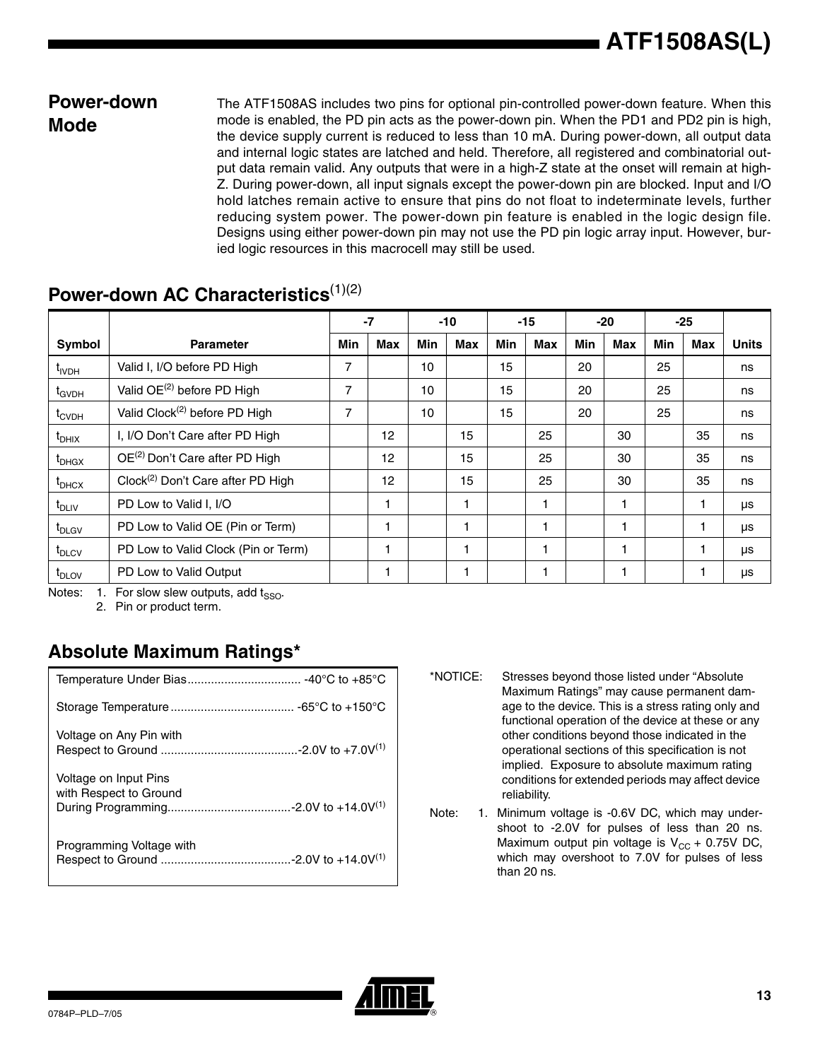## Power-down Mode

The ATF1508AS includes two pins for optional pin-controlled power-down feature. When this mode is enabled, the PD pin acts as the power-down pin. When the PD1 and PD2 pin is high, the device supply current is reduced to less than 10 mA. During power-down, all output data and internal logic states are latched and held. Therefore, all registered and combinatorial output data remain valid. Any outputs that were in a high-Z state at the onset will remain at high-Z. During power-down, all input signals except the power-down pin are blocked. Input and I/O hold latches remain active to ensure that pins do not float to indeterminate levels, further reducing system power. The power-down pin feature is enabled in the logic design file. Designs using either power-down pin may not use the PD pin logic array input. However, buried logic resources in this macrocell may still be used.

## Power-down AC Characteristics(1)(2)

| | | -7 | | -10 | | -15 | | -20 | | -25 | | |
|---|---|---|---|---|---|---|---|---|---|---|---|---|
| Symbol | Parameter | Min | Max | Min | Max | Min | Max | Min | Max | Min | Max | Units |
| $t_{IVDH}$ | Valid I, I/O before PD High | 7 | | 10 | | 15 | | 20 | | 25 | | ns |
| $t_{GVDH}$ | Valid OE(2) before PD High | 7 | | 10 | | 15 | | 20 | | 25 | | ns |
| $t_{CVDH}$ | Valid Clock(2) before PD High | 7 | | 10 | | 15 | | 20 | | 25 | | ns |
| $t_{DHIX}$ | I, I/O Don't Care after PD High | | 12 | | 15 | | 25 | | 30 | | 35 | ns |
| $t_{DHGX}$ | OE(2) Don't Care after PD High | | 12 | | 15 | | 25 | | 30 | | 35 | ns |
| $t_{DHCX}$ | Clock(2) Don't Care after PD High | | 12 | | 15 | | 25 | | 30 | | 35 | ns |
| $t_{DLIV}$ | PD Low to Valid I, I/O | | 1 | | 1 | | 1 | | 1 | | 1 | µs |
| $t_{DLGV}$ | PD Low to Valid OE (Pin or Term) | | 1 | | 1 | | 1 | | 1 | | 1 | µs |
| $t_{DLCV}$ | PD Low to Valid Clock (Pin or Term) | | 1 | | 1 | | 1 | | 1 | | 1 | µs |
| $t_{DLOV}$ | PD Low to Valid Output | | 1 | | 1 | | 1 | | 1 | | 1 | µs |

Notes: 1. For slow slew outputs, add $t_{SSO}$.
2. Pin or product term.

## Absolute Maximum Ratings*

Temperature Under Bias.................................. -40°C to +85°C

Storage Temperature..................................... -65°C to +150°C

Voltage on Any Pin with Respect to Ground ..........................................-2.0V to +7.0V(1)

Voltage on Input Pins with Respect to Ground During Programming.....................................-2.0V to +14.0V(1)

Programming Voltage with Respect to Ground .......................................-2.0V to +14.0V(1)

*NOTICE: Stresses beyond those listed under "Absolute Maximum Ratings" may cause permanent damage to the device. This is a stress rating only and functional operation of the device at these or any other conditions beyond those indicated in the operational sections of this specification is not implied. Exposure to absolute maximum rating conditions for extended periods may affect device reliability.

Note: 1. Minimum voltage is -0.6V DC, which may undershoot to -2.0V for pulses of less than 20 ns. Maximum output pin voltage is $V_{CC}$ + 0.75V DC, which may overshoot to 7.0V for pulses of less than 20 ns.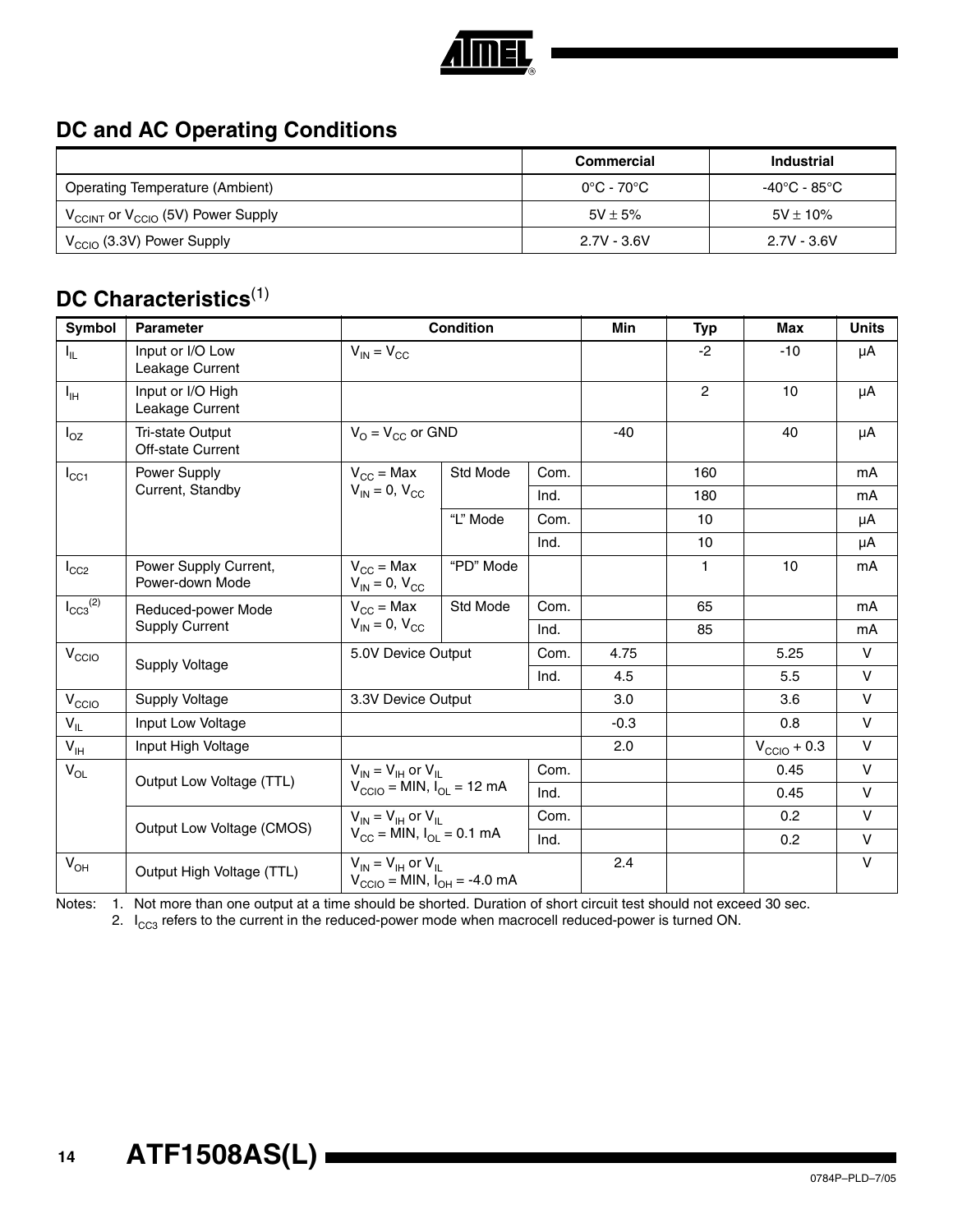## DC and AC Operating Conditions

| | Commercial | Industrial |
|---|---|---|
| Operating Temperature (Ambient) | 0°C - 70°C | -40°C - 85°C |
| $V_{CCINT}$ or $V_{CCIO}$ (5V) Power Supply | 5V ± 5% | 5V ± 10% |
| $V_{CCIO}$ (3.3V) Power Supply | 2.7V - 3.6V | 2.7V - 3.6V |

## DC Characteristics[1]

| Symbol | Parameter | Condition | | | Min | Typ | Max | Units |
|---|---|---|---|---|---|---|---|---|
| $I_{IL}$ | Input or I/O Low Leakage Current | $V_{IN} = V_{CC}$ | | | | -2 | -10 | µA |
| $I_{IH}$ | Input or I/O High Leakage Current | | | | | 2 | 10 | µA |
| $I_{OZ}$ | Tri-state Output Off-state Current | $V_O = V_{CC}$ or GND | | | -40 | | 40 | µA |
| $I_{CC1}$ | Power Supply Current, Standby | $V_{CC}$ = Max $V_{IN} = 0, V_{CC}$ | Std Mode | Com. | | 160 | | mA |
| | | | | Ind. | | 180 | | mA |
| | | | "L" Mode | Com. | | 10 | | µA |
| | | | | Ind. | | 10 | | µA |
| $I_{CC2}$ | Power Supply Current, Power-down Mode | $V_{CC}$ = Max $V_{IN} = 0, V_{CC}$ | "PD" Mode | | | 1 | 10 | mA |
| $I_{CC3}$[2] | Reduced-power Mode Supply Current | $V_{CC}$ = Max $V_{IN} = 0, V_{CC}$ | Std Mode | Com. | | 65 | | mA |
| | | | | Ind. | | 85 | | mA |
| $V_{CCIO}$ | Supply Voltage | 5.0V Device Output | | Com. | 4.75 | | 5.25 | V |
| | | | | Ind. | 4.5 | | 5.5 | V |
| $V_{CCIO}$ | Supply Voltage | 3.3V Device Output | | | 3.0 | | 3.6 | V |
| $V_{IL}$ | Input Low Voltage | | | | -0.3 | | 0.8 | V |
| $V_{IH}$ | Input High Voltage | | | | 2.0 | | $V_{CCIO}$ + 0.3 | V |
| $V_{OL}$ | Output Low Voltage (TTL) | $V_{IN} = V_{IH}$ or $V_{IL}$ $V_{CCIO}$ = MIN, $I_{OL}$ = 12 mA | | Com. | | | 0.45 | V |
| | | | | Ind. | | | 0.45 | V |
| | Output Low Voltage (CMOS) | $V_{IN} = V_{IH}$ or $V_{IL}$ $V_{CC}$ = MIN, $I_{OL}$ = 0.1 mA | | Com. | | | 0.2 | V |
| | | | | Ind. | | | 0.2 | V |
| $V_{OH}$ | Output High Voltage (TTL) | $V_{IN} = V_{IH}$ or $V_{IL}$ $V_{CCIO}$ = MIN, $I_{OH}$ = -4.0 mA | | | 2.4 | | | V |

Notes: 1. Not more than one output at a time should be shorted. Duration of short circuit test should not exceed 30 sec.

2. $I_{CC3}$ refers to the current in the reduced-power mode when macrocell reduced-power is turned ON.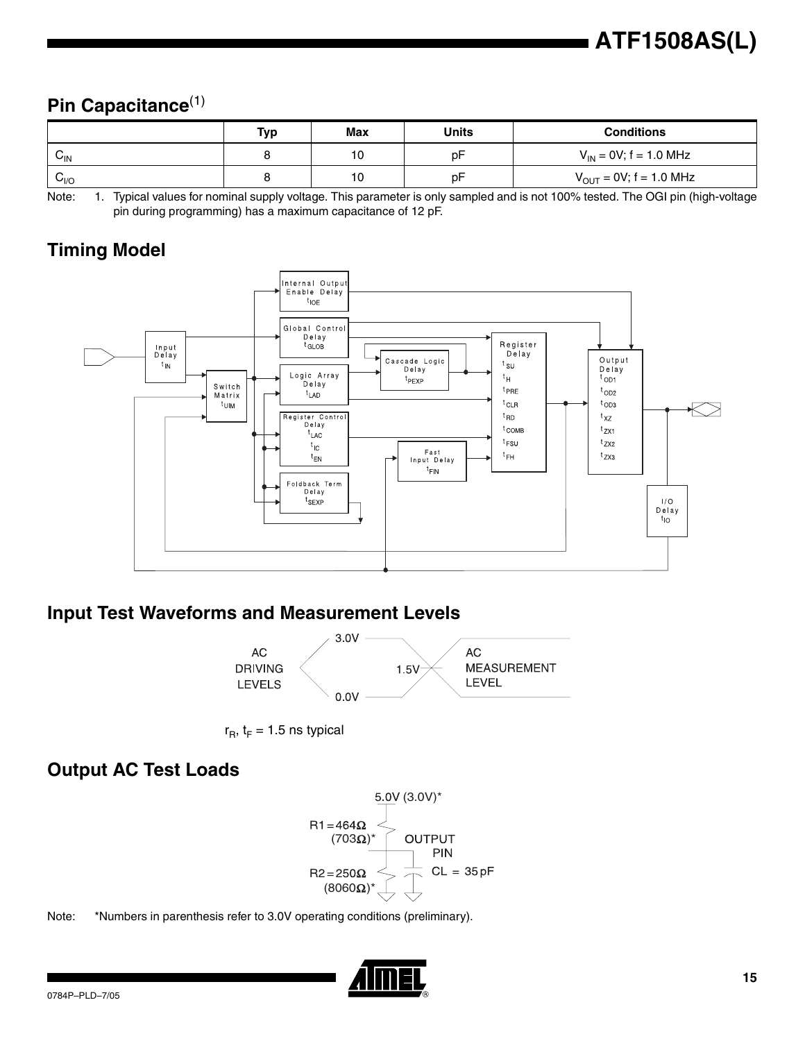## Pin Capacitance[1]

| | Typ | Max | Units | Conditions |
|---|---|---|---|---|
| $C_{IN}$ | 8 | 10 | pF | $V_{IN}$ = 0V; f = 1.0 MHz |
| $C_{I/O}$ | 8 | 10 | pF | $V_{OUT}$ = 0V; f = 1.0 MHz |

Note: 1. Typical values for nominal supply voltage. This parameter is only sampled and is not 100% tested. The OGI pin (high-voltage pin during programming) has a maximum capacitance of 12 pF.

## Timing Model

## Input Test Waveforms and Measurement Levels

$r_R$, $t_F$ = 1.5 ns typical

## Output AC Test Loads

Note: *Numbers in parenthesis refer to 3.0V operating conditions (preliminary).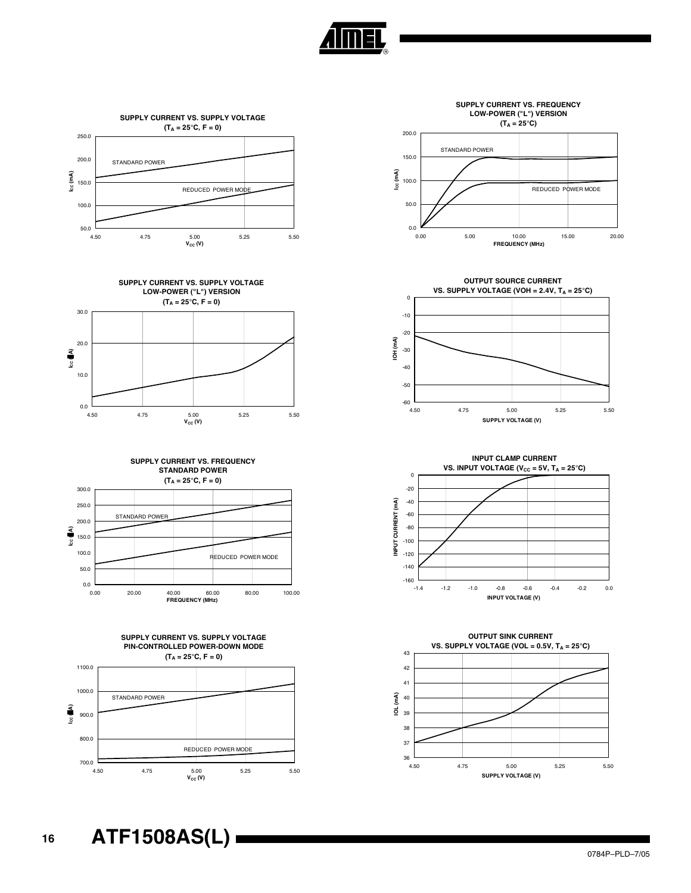**SUPPLY CURRENT VS. SUPPLY VOLTAGE**
**($T_A$ = 25°C, F = 0)**

$I_{CC}$ (mA) vs. $V_{CC}$ (V): STANDARD POWER; REDUCED POWER MODE

**SUPPLY CURRENT VS. FREQUENCY**
**LOW-POWER ("L") VERSION**
**($T_A$ = 25°C)**

$I_{CC}$ (mA) vs. FREQUENCY (MHz): STANDARD POWER; REDUCED POWER MODE

**SUPPLY CURRENT VS. SUPPLY VOLTAGE**
**LOW-POWER ("L") VERSION**
**($T_A$ = 25°C, F = 0)**

$I_{CC}$ (µA) vs. $V_{CC}$ (V)

**OUTPUT SOURCE CURRENT**
**VS. SUPPLY VOLTAGE (VOH = 2.4V, $T_A$ = 25°C)**

IOH (mA) vs. SUPPLY VOLTAGE (V)

**SUPPLY CURRENT VS. FREQUENCY**
**STANDARD POWER**
**($T_A$ = 25°C, F = 0)**

$I_{CC}$ (µA) vs. FREQUENCY (MHz): STANDARD POWER; REDUCED POWER MODE

**INPUT CLAMP CURRENT**
**VS. INPUT VOLTAGE ($V_{CC}$ = 5V, $T_A$ = 25°C)**

INPUT CURRENT (mA) vs. INPUT VOLTAGE (V)

**SUPPLY CURRENT VS. SUPPLY VOLTAGE**
**PIN-CONTROLLED POWER-DOWN MODE**
**($T_A$ = 25°C, F = 0)**

$I_{CC}$ (µA) vs. $V_{CC}$ (V): STANDARD POWER; REDUCED POWER MODE

**OUTPUT SINK CURRENT**
**VS. SUPPLY VOLTAGE (VOL = 0.5V, $T_A$ = 25°C)**

IOL (mA) vs. SUPPLY VOLTAGE (V)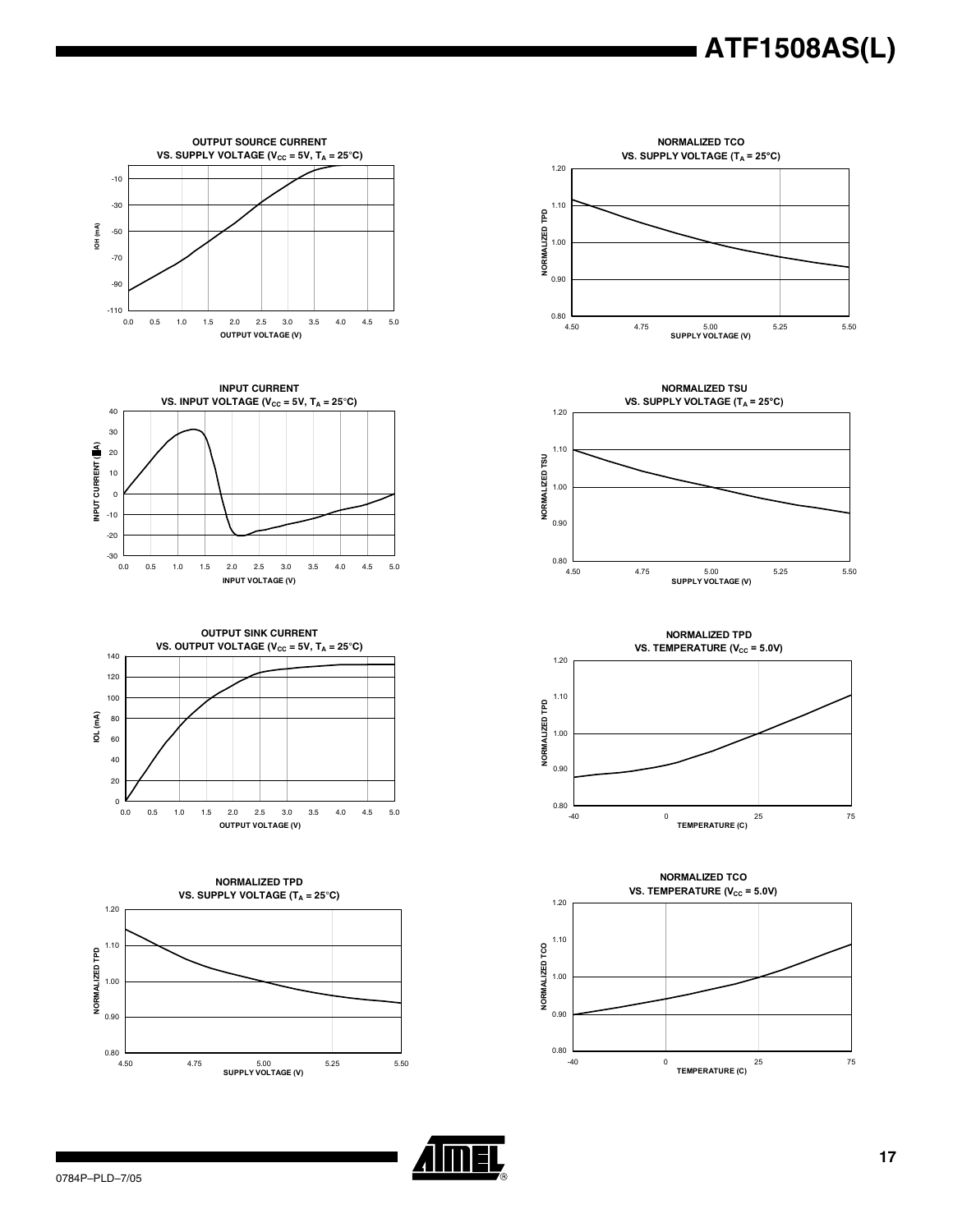**OUTPUT SOURCE CURRENT VS. SUPPLY VOLTAGE ($V_{CC}$ = 5V, $T_A$ = 25°C)**

IOH (mA) vs. OUTPUT VOLTAGE (V)

**NORMALIZED TCO VS. SUPPLY VOLTAGE ($T_A$ = 25°C)**

NORMALIZED TPD vs. SUPPLY VOLTAGE (V)

**INPUT CURRENT VS. INPUT VOLTAGE ($V_{CC}$ = 5V, $T_A$ = 25°C)**

INPUT CURRENT (µA) vs. INPUT VOLTAGE (V)

**NORMALIZED TSU VS. SUPPLY VOLTAGE ($T_A$ = 25°C)**

NORMALIZED TSU vs. SUPPLY VOLTAGE (V)

**OUTPUT SINK CURRENT VS. OUTPUT VOLTAGE ($V_{CC}$ = 5V, $T_A$ = 25°C)**

IOL (mA) vs. OUTPUT VOLTAGE (V)

**NORMALIZED TPD VS. TEMPERATURE ($V_{CC}$ = 5.0V)**

NORMALIZED TPD vs. TEMPERATURE (C)

**NORMALIZED TPD VS. SUPPLY VOLTAGE ($T_A$ = 25°C)**

NORMALIZED TPD vs. SUPPLY VOLTAGE (V)

**NORMALIZED TCO VS. TEMPERATURE ($V_{CC}$ = 5.0V)**

NORMALIZED TCO vs. TEMPERATURE (C)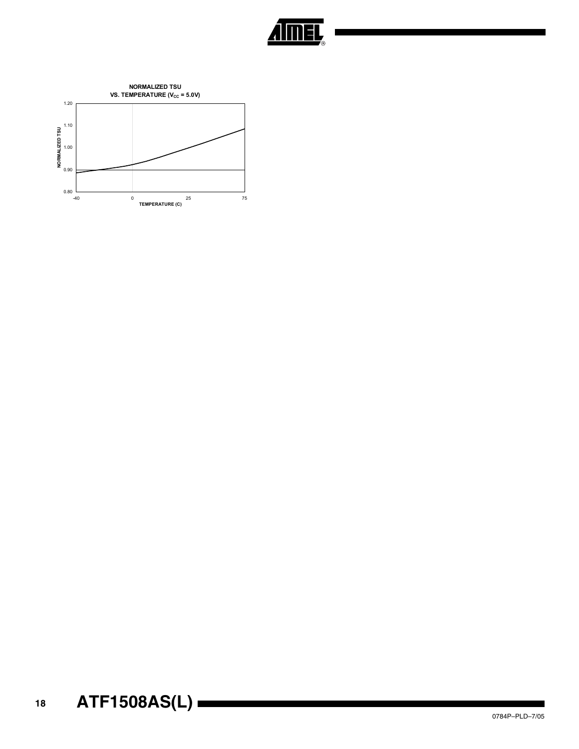**NORMALIZED TSU**
**VS. TEMPERATURE ($V_{CC}$ = 5.0V)**

NORMALIZED TSU

1.20
1.10
1.00
0.90
0.80

-40 0 25 75

TEMPERATURE (C)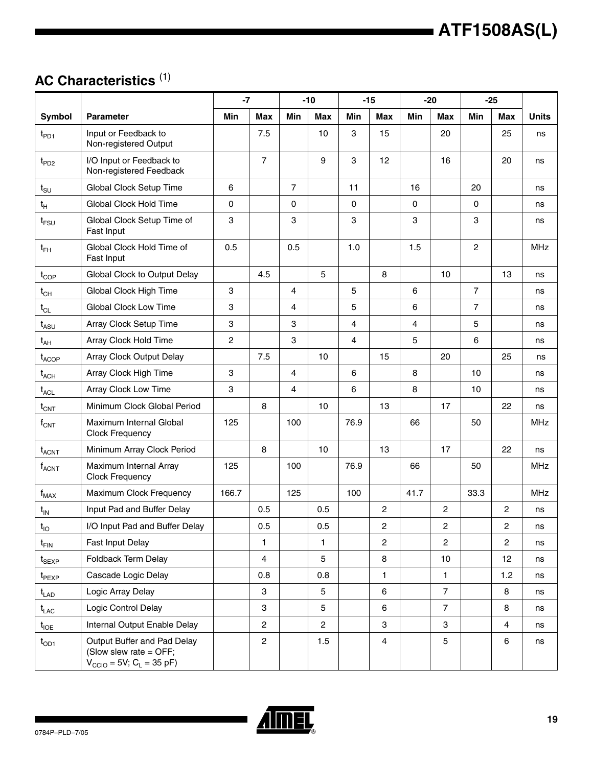## AC Characteristics [(1)]

| Symbol | Parameter | -7 | | -10 | | -15 | | -20 | | -25 | | Units |
|---|---|---|---|---|---|---|---|---|---|---|---|---|
| | | Min | Max | Min | Max | Min | Max | Min | Max | Min | Max | |
| $t_{PD1}$ | Input or Feedback to Non-registered Output | | 7.5 | | 10 | 3 | 15 | | 20 | | 25 | ns |
| $t_{PD2}$ | I/O Input or Feedback to Non-registered Feedback | | 7 | | 9 | 3 | 12 | | 16 | | 20 | ns |
| $t_{SU}$ | Global Clock Setup Time | 6 | | 7 | | 11 | | 16 | | 20 | | ns |
| $t_H$ | Global Clock Hold Time | 0 | | 0 | | 0 | | 0 | | 0 | | ns |
| $t_{FSU}$ | Global Clock Setup Time of Fast Input | 3 | | 3 | | 3 | | 3 | | 3 | | ns |
| $t_{FH}$ | Global Clock Hold Time of Fast Input | 0.5 | | 0.5 | | 1.0 | | 1.5 | | 2 | | MHz |
| $t_{COP}$ | Global Clock to Output Delay | | 4.5 | | 5 | | 8 | | 10 | | 13 | ns |
| $t_{CH}$ | Global Clock High Time | 3 | | 4 | | 5 | | 6 | | 7 | | ns |
| $t_{CL}$ | Global Clock Low Time | 3 | | 4 | | 5 | | 6 | | 7 | | ns |
| $t_{ASU}$ | Array Clock Setup Time | 3 | | 3 | | 4 | | 4 | | 5 | | ns |
| $t_{AH}$ | Array Clock Hold Time | 2 | | 3 | | 4 | | 5 | | 6 | | ns |
| $t_{ACOP}$ | Array Clock Output Delay | | 7.5 | | 10 | | 15 | | 20 | | 25 | ns |
| $t_{ACH}$ | Array Clock High Time | 3 | | 4 | | 6 | | 8 | | 10 | | ns |
| $t_{ACL}$ | Array Clock Low Time | 3 | | 4 | | 6 | | 8 | | 10 | | ns |
| $t_{CNT}$ | Minimum Clock Global Period | | 8 | | 10 | | 13 | | 17 | | 22 | ns |
| $f_{CNT}$ | Maximum Internal Global Clock Frequency | 125 | | 100 | | 76.9 | | 66 | | 50 | | MHz |
| $t_{ACNT}$ | Minimum Array Clock Period | | 8 | | 10 | | 13 | | 17 | | 22 | ns |
| $f_{ACNT}$ | Maximum Internal Array Clock Frequency | 125 | | 100 | | 76.9 | | 66 | | 50 | | MHz |
| $f_{MAX}$ | Maximum Clock Frequency | 166.7 | | 125 | | 100 | | 41.7 | | 33.3 | | MHz |
| $t_{IN}$ | Input Pad and Buffer Delay | | 0.5 | | 0.5 | | 2 | | 2 | | 2 | ns |
| $t_{IO}$ | I/O Input Pad and Buffer Delay | | 0.5 | | 0.5 | | 2 | | 2 | | 2 | ns |
| $t_{FIN}$ | Fast Input Delay | | 1 | | 1 | | 2 | | 2 | | 2 | ns |
| $t_{SEXP}$ | Foldback Term Delay | | 4 | | 5 | | 8 | | 10 | | 12 | ns |
| $t_{PEXP}$ | Cascade Logic Delay | | 0.8 | | 0.8 | | 1 | | 1 | | 1.2 | ns |
| $t_{LAD}$ | Logic Array Delay | | 3 | | 5 | | 6 | | 7 | | 8 | ns |
| $t_{LAC}$ | Logic Control Delay | | 3 | | 5 | | 6 | | 7 | | 8 | ns |
| $t_{IOE}$ | Internal Output Enable Delay | | 2 | | 2 | | 3 | | 3 | | 4 | ns |
| $t_{OD1}$ | Output Buffer and Pad Delay (Slow slew rate = OFF; $V_{CCIO}$ = 5V; $C_L$ = 35 pF) | | 2 | | 1.5 | | 4 | | 5 | | 6 | ns |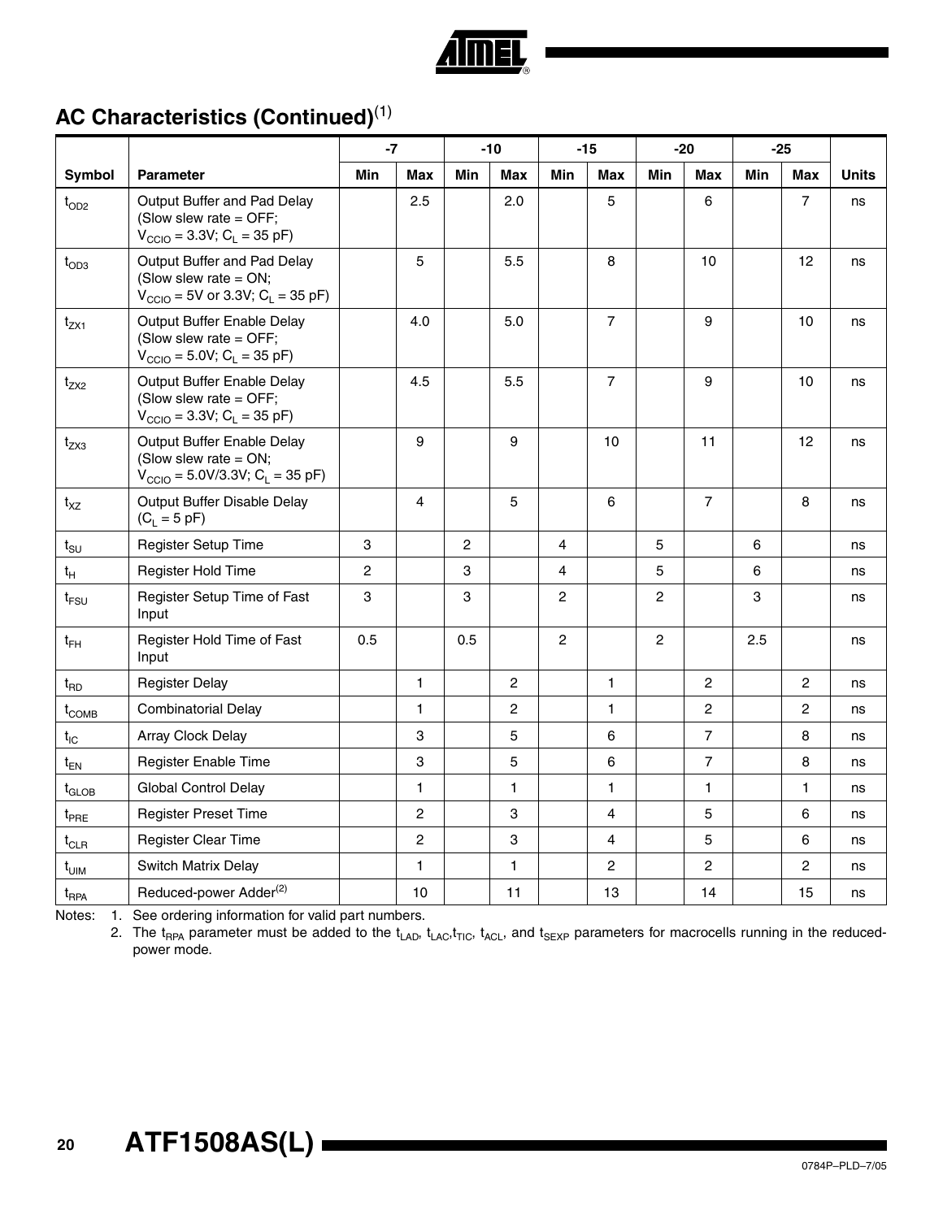## AC Characteristics (Continued)[1]

| Symbol | Parameter | -7 | | -10 | | -15 | | -20 | | -25 | | Units |
|---|---|---|---|---|---|---|---|---|---|---|---|---|
| | | Min | Max | Min | Max | Min | Max | Min | Max | Min | Max | |
| $t_{OD2}$ | Output Buffer and Pad Delay (Slow slew rate = OFF; $V_{CCIO}$ = 3.3V; $C_L$ = 35 pF) | | 2.5 | | 2.0 | | 5 | | 6 | | 7 | ns |
| $t_{OD3}$ | Output Buffer and Pad Delay (Slow slew rate = ON; $V_{CCIO}$ = 5V or 3.3V; $C_L$ = 35 pF) | | 5 | | 5.5 | | 8 | | 10 | | 12 | ns |
| $t_{ZX1}$ | Output Buffer Enable Delay (Slow slew rate = OFF; $V_{CCIO}$ = 5.0V; $C_L$ = 35 pF) | | 4.0 | | 5.0 | | 7 | | 9 | | 10 | ns |
| $t_{ZX2}$ | Output Buffer Enable Delay (Slow slew rate = OFF; $V_{CCIO}$ = 3.3V; $C_L$ = 35 pF) | | 4.5 | | 5.5 | | 7 | | 9 | | 10 | ns |
| $t_{ZX3}$ | Output Buffer Enable Delay (Slow slew rate = ON; $V_{CCIO}$ = 5.0V/3.3V; $C_L$ = 35 pF) | | 9 | | 9 | | 10 | | 11 | | 12 | ns |
| $t_{XZ}$ | Output Buffer Disable Delay ($C_L$ = 5 pF) | | 4 | | 5 | | 6 | | 7 | | 8 | ns |
| $t_{SU}$ | Register Setup Time | 3 | | 2 | | 4 | | 5 | | 6 | | ns |
| $t_H$ | Register Hold Time | 2 | | 3 | | 4 | | 5 | | 6 | | ns |
| $t_{FSU}$ | Register Setup Time of Fast Input | 3 | | 3 | | 2 | | 2 | | 3 | | ns |
| $t_{FH}$ | Register Hold Time of Fast Input | 0.5 | | 0.5 | | 2 | | 2 | | 2.5 | | ns |
| $t_{RD}$ | Register Delay | | 1 | | 2 | | 1 | | 2 | | 2 | ns |
| $t_{COMB}$ | Combinatorial Delay | | 1 | | 2 | | 1 | | 2 | | 2 | ns |
| $t_{IC}$ | Array Clock Delay | | 3 | | 5 | | 6 | | 7 | | 8 | ns |
| $t_{EN}$ | Register Enable Time | | 3 | | 5 | | 6 | | 7 | | 8 | ns |
| $t_{GLOB}$ | Global Control Delay | | 1 | | 1 | | 1 | | 1 | | 1 | ns |
| $t_{PRE}$ | Register Preset Time | | 2 | | 3 | | 4 | | 5 | | 6 | ns |
| $t_{CLR}$ | Register Clear Time | | 2 | | 3 | | 4 | | 5 | | 6 | ns |
| $t_{UIM}$ | Switch Matrix Delay | | 1 | | 1 | | 2 | | 2 | | 2 | ns |
| $t_{RPA}$ | Reduced-power Adder[2] | | 10 | | 11 | | 13 | | 14 | | 15 | ns |

Notes: 1. See ordering information for valid part numbers.

2. The $t_{RPA}$ parameter must be added to the $t_{LAD}$, $t_{LAC}$, $t_{TIC}$, $t_{ACL}$, and $t_{SEXP}$ parameters for macrocells running in the reduced-power mode.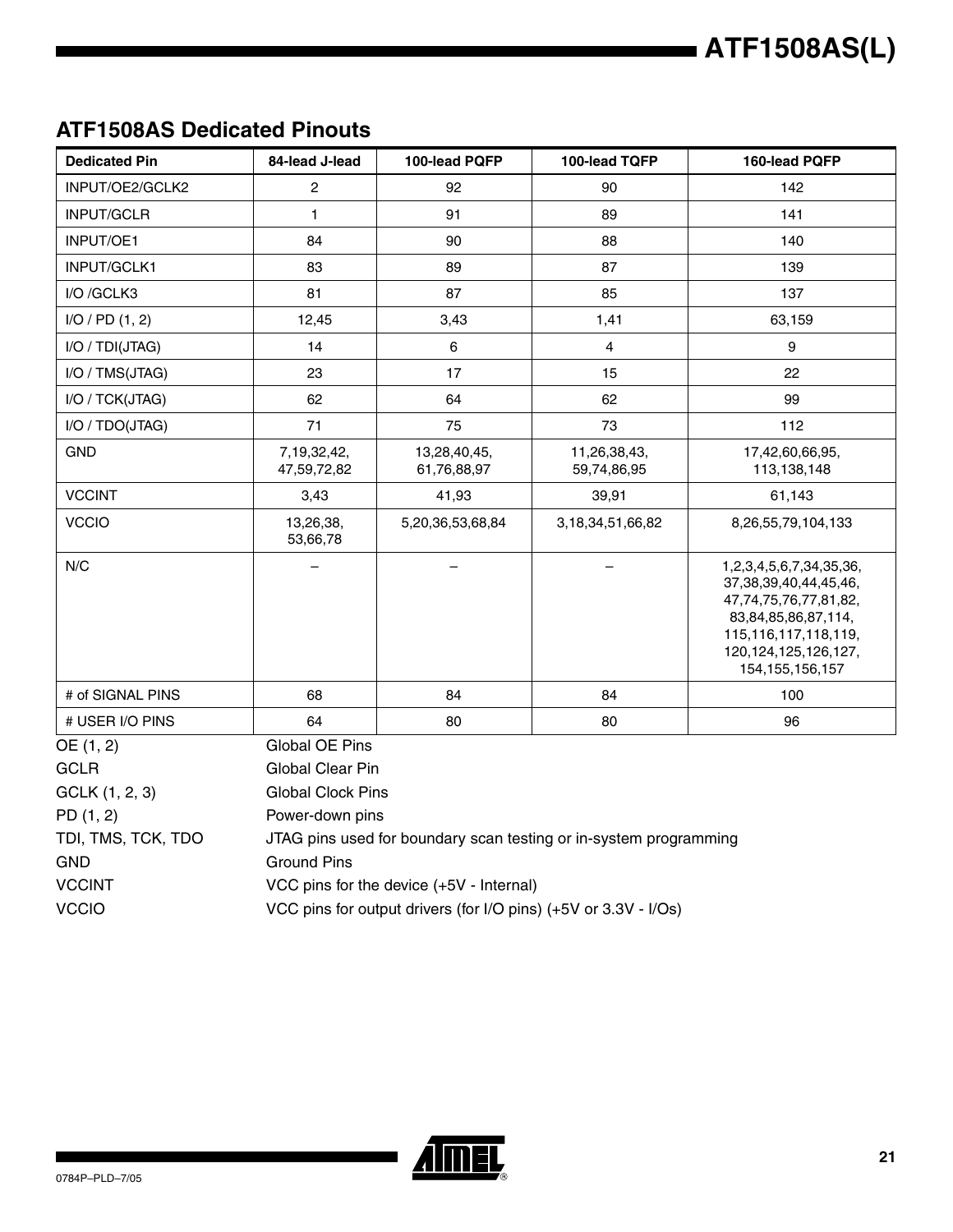## ATF1508AS Dedicated Pinouts

| Dedicated Pin | 84-lead J-lead | 100-lead PQFP | 100-lead TQFP | 160-lead PQFP |
|---|---|---|---|---|
| INPUT/OE2/GCLK2 | 2 | 92 | 90 | 142 |
| INPUT/GCLR | 1 | 91 | 89 | 141 |
| INPUT/OE1 | 84 | 90 | 88 | 140 |
| INPUT/GCLK1 | 83 | 89 | 87 | 139 |
| I/O /GCLK3 | 81 | 87 | 85 | 137 |
| I/O / PD (1, 2) | 12,45 | 3,43 | 1,41 | 63,159 |
| I/O / TDI(JTAG) | 14 | 6 | 4 | 9 |
| I/O / TMS(JTAG) | 23 | 17 | 15 | 22 |
| I/O / TCK(JTAG) | 62 | 64 | 62 | 99 |
| I/O / TDO(JTAG) | 71 | 75 | 73 | 112 |
| GND | 7,19,32,42, 47,59,72,82 | 13,28,40,45, 61,76,88,97 | 11,26,38,43, 59,74,86,95 | 17,42,60,66,95, 113,138,148 |
| VCCINT | 3,43 | 41,93 | 39,91 | 61,143 |
| VCCIO | 13,26,38, 53,66,78 | 5,20,36,53,68,84 | 3,18,34,51,66,82 | 8,26,55,79,104,133 |
| N/C | – | – | – | 1,2,3,4,5,6,7,34,35,36, 37,38,39,40,44,45,46, 47,74,75,76,77,81,82, 83,84,85,86,87,114, 115,116,117,118,119, 120,124,125,126,127, 154,155,156,157 |
| # of SIGNAL PINS | 68 | 84 | 84 | 100 |
| # USER I/O PINS | 64 | 80 | 80 | 96 |

| | |
|---|---|
| OE (1, 2) | Global OE Pins |
| GCLR | Global Clear Pin |
| GCLK (1, 2, 3) | Global Clock Pins |
| PD (1, 2) | Power-down pins |
| TDI, TMS, TCK, TDO | JTAG pins used for boundary scan testing or in-system programming |
| GND | Ground Pins |
| VCCINT | VCC pins for the device (+5V - Internal) |
| VCCIO | VCC pins for output drivers (for I/O pins) (+5V or 3.3V - I/Os) |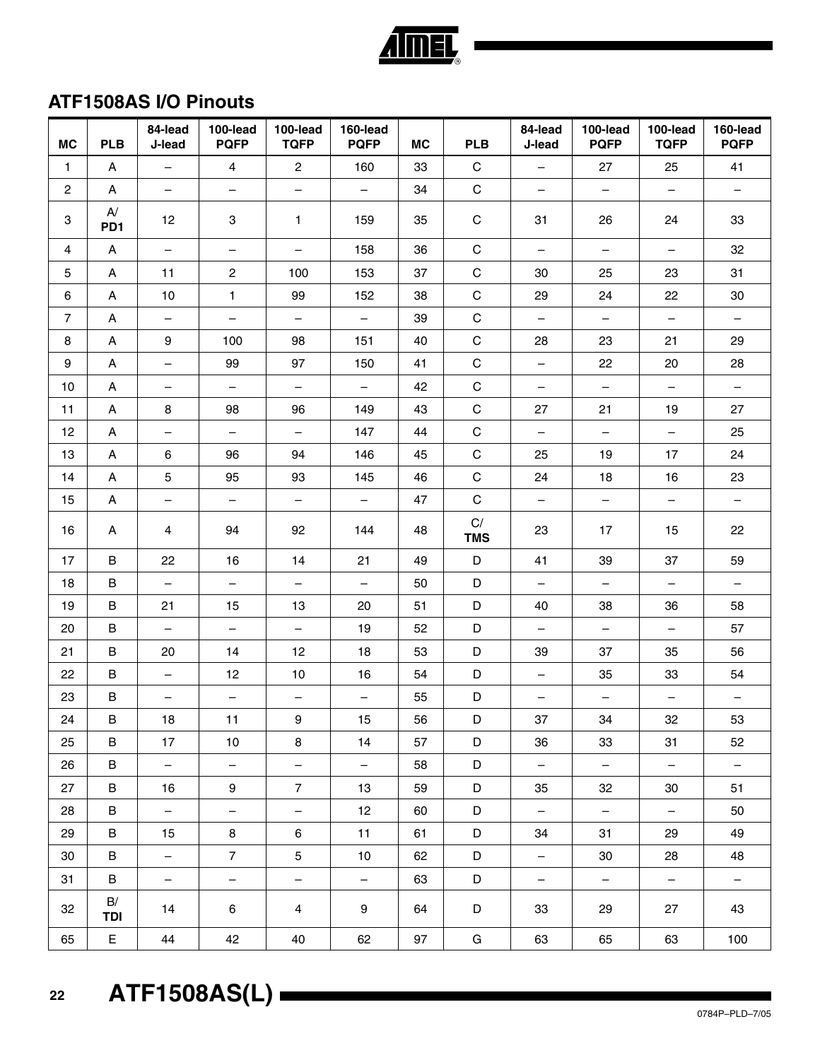## ATF1508AS I/O Pinouts

| MC | PLB | 84-lead J-lead | 100-lead PQFP | 100-lead TQFP | 160-lead PQFP | MC | PLB | 84-lead J-lead | 100-lead PQFP | 100-lead TQFP | 160-lead PQFP |
|---|---|---|---|---|---|---|---|---|---|---|---|
| 1 | A | – | 4 | 2 | 160 | 33 | C | – | 27 | 25 | 41 |
| 2 | A | – | – | – | – | 34 | C | – | – | – | – |
| 3 | A/ **PD1** | 12 | 3 | 1 | 159 | 35 | C | 31 | 26 | 24 | 33 |
| 4 | A | – | – | – | 158 | 36 | C | – | – | – | 32 |
| 5 | A | 11 | 2 | 100 | 153 | 37 | C | 30 | 25 | 23 | 31 |
| 6 | A | 10 | 1 | 99 | 152 | 38 | C | 29 | 24 | 22 | 30 |
| 7 | A | – | – | – | – | 39 | C | – | – | – | – |
| 8 | A | 9 | 100 | 98 | 151 | 40 | C | 28 | 23 | 21 | 29 |
| 9 | A | – | 99 | 97 | 150 | 41 | C | – | 22 | 20 | 28 |
| 10 | A | – | – | – | – | 42 | C | – | – | – | – |
| 11 | A | 8 | 98 | 96 | 149 | 43 | C | 27 | 21 | 19 | 27 |
| 12 | A | – | – | – | 147 | 44 | C | – | – | – | 25 |
| 13 | A | 6 | 96 | 94 | 146 | 45 | C | 25 | 19 | 17 | 24 |
| 14 | A | 5 | 95 | 93 | 145 | 46 | C | 24 | 18 | 16 | 23 |
| 15 | A | – | – | – | – | 47 | C | – | – | – | – |
| 16 | A | 4 | 94 | 92 | 144 | 48 | C/ **TMS** | 23 | 17 | 15 | 22 |
| 17 | B | 22 | 16 | 14 | 21 | 49 | D | 41 | 39 | 37 | 59 |
| 18 | B | – | – | – | – | 50 | D | – | – | – | – |
| 19 | B | 21 | 15 | 13 | 20 | 51 | D | 40 | 38 | 36 | 58 |
| 20 | B | – | – | – | 19 | 52 | D | – | – | – | 57 |
| 21 | B | 20 | 14 | 12 | 18 | 53 | D | 39 | 37 | 35 | 56 |
| 22 | B | – | 12 | 10 | 16 | 54 | D | – | 35 | 33 | 54 |
| 23 | B | – | – | – | – | 55 | D | – | – | – | – |
| 24 | B | 18 | 11 | 9 | 15 | 56 | D | 37 | 34 | 32 | 53 |
| 25 | B | 17 | 10 | 8 | 14 | 57 | D | 36 | 33 | 31 | 52 |
| 26 | B | – | – | – | – | 58 | D | – | – | – | – |
| 27 | B | 16 | 9 | 7 | 13 | 59 | D | 35 | 32 | 30 | 51 |
| 28 | B | – | – | – | 12 | 60 | D | – | – | – | 50 |
| 29 | B | 15 | 8 | 6 | 11 | 61 | D | 34 | 31 | 29 | 49 |
| 30 | B | – | 7 | 5 | 10 | 62 | D | – | 30 | 28 | 48 |
| 31 | B | – | – | – | – | 63 | D | – | – | – | – |
| 32 | B/ **TDI** | 14 | 6 | 4 | 9 | 64 | D | 33 | 29 | 27 | 43 |
| 65 | E | 44 | 42 | 40 | 62 | 97 | G | 63 | 65 | 63 | 100 |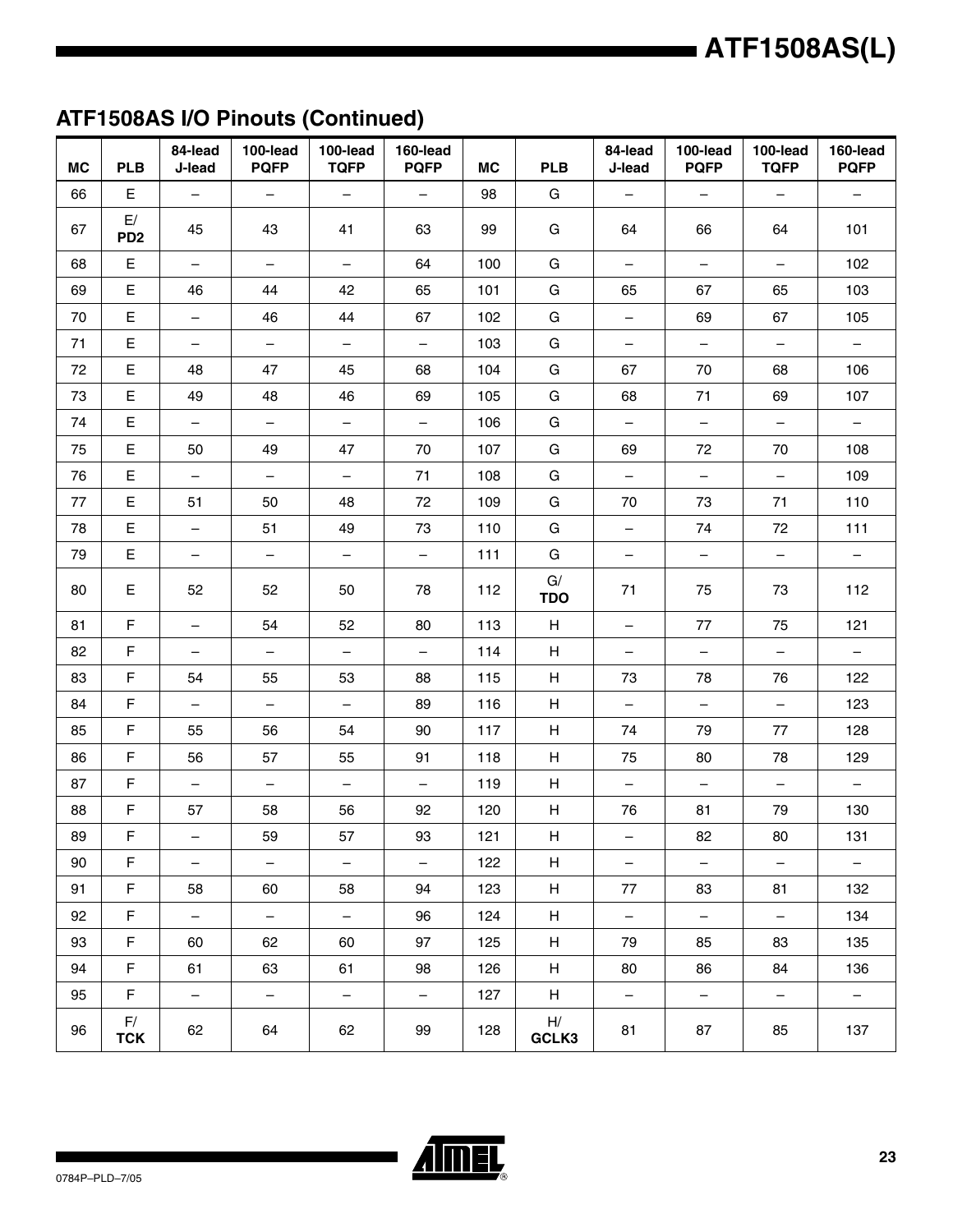## ATF1508AS I/O Pinouts (Continued)

| MC | PLB | 84-lead J-lead | 100-lead PQFP | 100-lead TQFP | 160-lead PQFP | MC | PLB | 84-lead J-lead | 100-lead PQFP | 100-lead TQFP | 160-lead PQFP |
|---|---|---|---|---|---|---|---|---|---|---|---|
| 66 | E | – | – | – | – | 98 | G | – | – | – | – |
| 67 | E/ **PD2** | 45 | 43 | 41 | 63 | 99 | G | 64 | 66 | 64 | 101 |
| 68 | E | – | – | – | 64 | 100 | G | – | – | – | 102 |
| 69 | E | 46 | 44 | 42 | 65 | 101 | G | 65 | 67 | 65 | 103 |
| 70 | E | – | 46 | 44 | 67 | 102 | G | – | 69 | 67 | 105 |
| 71 | E | – | – | – | – | 103 | G | – | – | – | – |
| 72 | E | 48 | 47 | 45 | 68 | 104 | G | 67 | 70 | 68 | 106 |
| 73 | E | 49 | 48 | 46 | 69 | 105 | G | 68 | 71 | 69 | 107 |
| 74 | E | – | – | – | – | 106 | G | – | – | – | – |
| 75 | E | 50 | 49 | 47 | 70 | 107 | G | 69 | 72 | 70 | 108 |
| 76 | E | – | – | – | 71 | 108 | G | – | – | – | 109 |
| 77 | E | 51 | 50 | 48 | 72 | 109 | G | 70 | 73 | 71 | 110 |
| 78 | E | – | 51 | 49 | 73 | 110 | G | – | 74 | 72 | 111 |
| 79 | E | – | – | – | – | 111 | G | – | – | – | – |
| 80 | E | 52 | 52 | 50 | 78 | 112 | G/ **TDO** | 71 | 75 | 73 | 112 |
| 81 | F | – | 54 | 52 | 80 | 113 | H | – | 77 | 75 | 121 |
| 82 | F | – | – | – | – | 114 | H | – | – | – | – |
| 83 | F | 54 | 55 | 53 | 88 | 115 | H | 73 | 78 | 76 | 122 |
| 84 | F | – | – | – | 89 | 116 | H | – | – | – | 123 |
| 85 | F | 55 | 56 | 54 | 90 | 117 | H | 74 | 79 | 77 | 128 |
| 86 | F | 56 | 57 | 55 | 91 | 118 | H | 75 | 80 | 78 | 129 |
| 87 | F | – | – | – | – | 119 | H | – | – | – | – |
| 88 | F | 57 | 58 | 56 | 92 | 120 | H | 76 | 81 | 79 | 130 |
| 89 | F | – | 59 | 57 | 93 | 121 | H | – | 82 | 80 | 131 |
| 90 | F | – | – | – | – | 122 | H | – | – | – | – |
| 91 | F | 58 | 60 | 58 | 94 | 123 | H | 77 | 83 | 81 | 132 |
| 92 | F | – | – | – | 96 | 124 | H | – | – | – | 134 |
| 93 | F | 60 | 62 | 60 | 97 | 125 | H | 79 | 85 | 83 | 135 |
| 94 | F | 61 | 63 | 61 | 98 | 126 | H | 80 | 86 | 84 | 136 |
| 95 | F | – | – | – | – | 127 | H | – | – | – | – |
| 96 | F/ **TCK** | 62 | 64 | 62 | 99 | 128 | H/ **GCLK3** | 81 | 87 | 85 | 137 |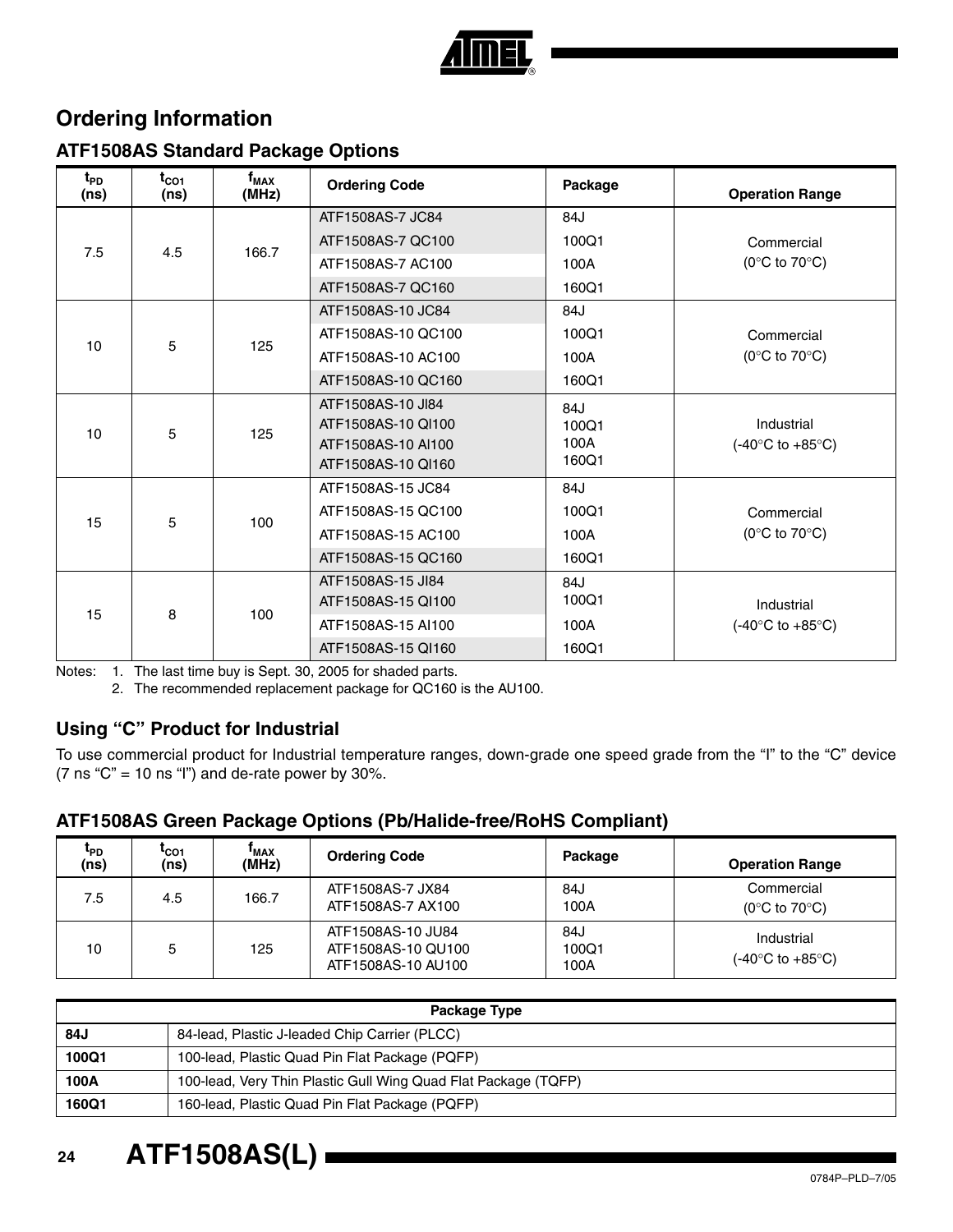## Ordering Information

### ATF1508AS Standard Package Options

| $t_{PD}$ (ns) | $t_{CO1}$ (ns) | $f_{MAX}$ (MHz) | Ordering Code | Package | Operation Range |
|---|---|---|---|---|---|
| 7.5 | 4.5 | 166.7 | ATF1508AS-7 JC84 | 84J | Commercial (0°C to 70°C) |
| | | | ATF1508AS-7 QC100 | 100Q1 | |
| | | | ATF1508AS-7 AC100 | 100A | |
| | | | ATF1508AS-7 QC160 | 160Q1 | |
| 10 | 5 | 125 | ATF1508AS-10 JC84 | 84J | Commercial (0°C to 70°C) |
| | | | ATF1508AS-10 QC100 | 100Q1 | |
| | | | ATF1508AS-10 AC100 | 100A | |
| | | | ATF1508AS-10 QC160 | 160Q1 | |
| 10 | 5 | 125 | ATF1508AS-10 JI84 | 84J | Industrial (-40°C to +85°C) |
| | | | ATF1508AS-10 QI100 | 100Q1 | |
| | | | ATF1508AS-10 AI100 | 100A | |
| | | | ATF1508AS-10 QI160 | 160Q1 | |
| 15 | 5 | 100 | ATF1508AS-15 JC84 | 84J | Commercial (0°C to 70°C) |
| | | | ATF1508AS-15 QC100 | 100Q1 | |
| | | | ATF1508AS-15 AC100 | 100A | |
| | | | ATF1508AS-15 QC160 | 160Q1 | |
| 15 | 8 | 100 | ATF1508AS-15 JI84 | 84J | Industrial (-40°C to +85°C) |
| | | | ATF1508AS-15 QI100 | 100Q1 | |
| | | | ATF1508AS-15 AI100 | 100A | |
| | | | ATF1508AS-15 QI160 | 160Q1 | |

Notes: 1. The last time buy is Sept. 30, 2005 for shaded parts.
2. The recommended replacement package for QC160 is the AU100.

### Using "C" Product for Industrial

To use commercial product for Industrial temperature ranges, down-grade one speed grade from the "I" to the "C" device (7 ns "C" = 10 ns "I") and de-rate power by 30%.

### ATF1508AS Green Package Options (Pb/Halide-free/RoHS Compliant)

| $t_{PD}$ (ns) | $t_{CO1}$ (ns) | $f_{MAX}$ (MHz) | Ordering Code | Package | Operation Range |
|---|---|---|---|---|---|
| 7.5 | 4.5 | 166.7 | ATF1508AS-7 JX84 | 84J | Commercial (0°C to 70°C) |
| | | | ATF1508AS-7 AX100 | 100A | |
| 10 | 5 | 125 | ATF1508AS-10 JU84 | 84J | Industrial (-40°C to +85°C) |
| | | | ATF1508AS-10 QU100 | 100Q1 | |
| | | | ATF1508AS-10 AU100 | 100A | |

| Package Type | |
|---|---|
| **84J** | 84-lead, Plastic J-leaded Chip Carrier (PLCC) |
| **100Q1** | 100-lead, Plastic Quad Pin Flat Package (PQFP) |
| **100A** | 100-lead, Very Thin Plastic Gull Wing Quad Flat Package (TQFP) |
| **160Q1** | 160-lead, Plastic Quad Pin Flat Package (PQFP) |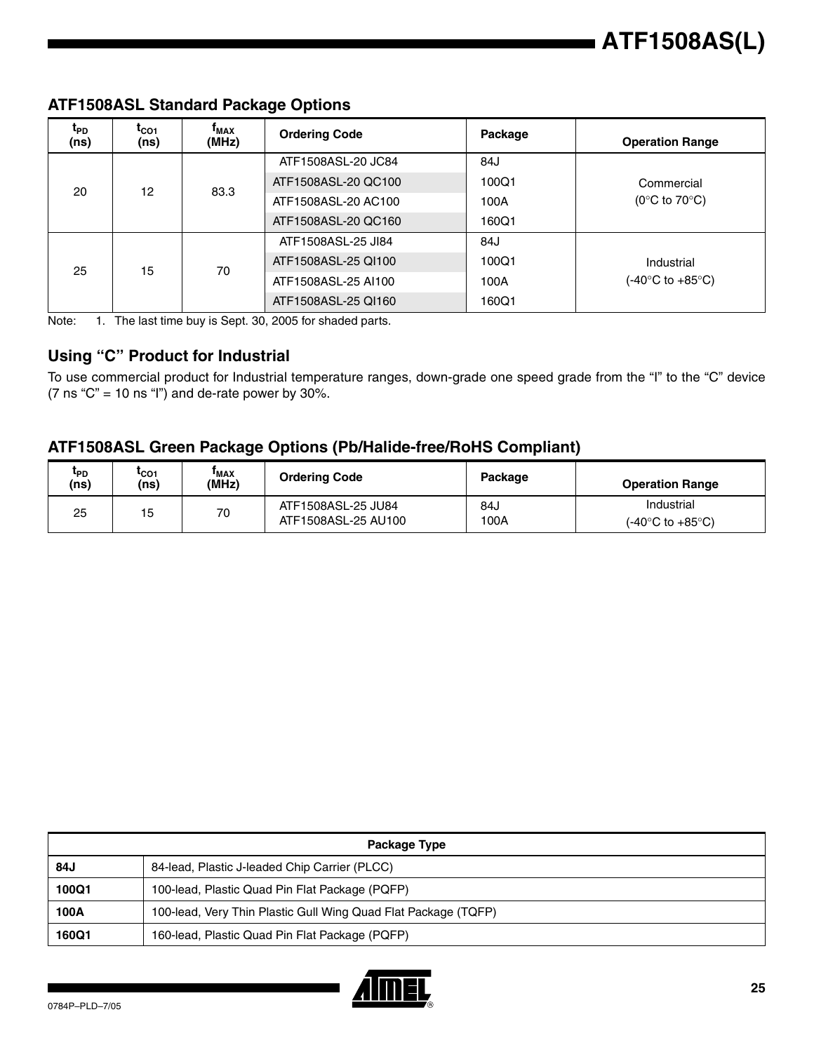## ATF1508ASL Standard Package Options

| $t_{PD}$ (ns) | $t_{CO1}$ (ns) | $f_{MAX}$ (MHz) | Ordering Code | Package | Operation Range |
|---|---|---|---|---|---|
| 20 | 12 | 83.3 | ATF1508ASL-20 JC84 | 84J | Commercial (0°C to 70°C) |
| | | | ATF1508ASL-20 QC100 | 100Q1 | |
| | | | ATF1508ASL-20 AC100 | 100A | |
| | | | ATF1508ASL-20 QC160 | 160Q1 | |
| 25 | 15 | 70 | ATF1508ASL-25 JI84 | 84J | Industrial (-40°C to +85°C) |
| | | | ATF1508ASL-25 QI100 | 100Q1 | |
| | | | ATF1508ASL-25 AI100 | 100A | |
| | | | ATF1508ASL-25 QI160 | 160Q1 | |

Note: 1. The last time buy is Sept. 30, 2005 for shaded parts.

## Using "C" Product for Industrial

To use commercial product for Industrial temperature ranges, down-grade one speed grade from the "I" to the "C" device (7 ns "C" = 10 ns "I") and de-rate power by 30%.

## ATF1508ASL Green Package Options (Pb/Halide-free/RoHS Compliant)

| $t_{PD}$ (ns) | $t_{CO1}$ (ns) | $f_{MAX}$ (MHz) | Ordering Code | Package | Operation Range |
|---|---|---|---|---|---|
| 25 | 15 | 70 | ATF1508ASL-25 JU84<br>ATF1508ASL-25 AU100 | 84J<br>100A | Industrial (-40°C to +85°C) |

| Package Type | |
|---|---|
| **84J** | 84-lead, Plastic J-leaded Chip Carrier (PLCC) |
| **100Q1** | 100-lead, Plastic Quad Pin Flat Package (PQFP) |
| **100A** | 100-lead, Very Thin Plastic Gull Wing Quad Flat Package (TQFP) |
| **160Q1** | 160-lead, Plastic Quad Pin Flat Package (PQFP) |

0784P–PLD–7/05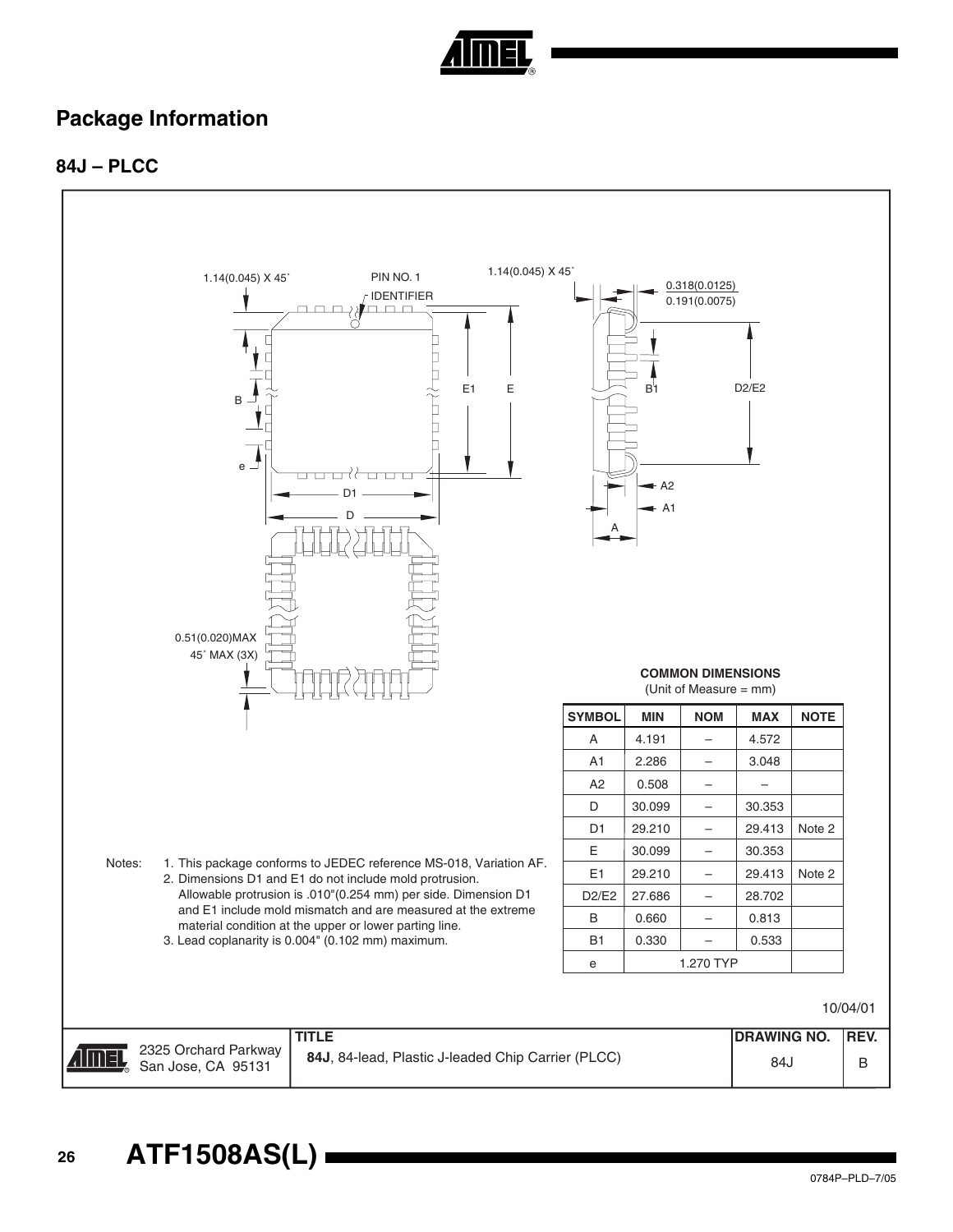## Package Information

### 84J – PLCC

**COMMON DIMENSIONS**
(Unit of Measure = mm)

| SYMBOL | MIN | NOM | MAX | NOTE |
|---|---|---|---|---|
| A | 4.191 | – | 4.572 | |
| A1 | 2.286 | – | 3.048 | |
| A2 | 0.508 | – | – | |
| D | 30.099 | – | 30.353 | |
| D1 | 29.210 | – | 29.413 | Note 2 |
| E | 30.099 | – | 30.353 | |
| E1 | 29.210 | – | 29.413 | Note 2 |
| D2/E2 | 27.686 | – | 28.702 | |
| B | 0.660 | – | 0.813 | |
| B1 | 0.330 | – | 0.533 | |
| e | | 1.270 TYP | | |

Notes:
1. This package conforms to JEDEC reference MS-018, Variation AF.
2. Dimensions D1 and E1 do not include mold protrusion. Allowable protrusion is .010"(0.254 mm) per side. Dimension D1 and E1 include mold mismatch and are measured at the extreme material condition at the upper or lower parting line.
3. Lead coplanarity is 0.004" (0.102 mm) maximum.

10/04/01

| 2325 Orchard Parkway San Jose, CA 95131 | TITLE **84J**, 84-lead, Plastic J-leaded Chip Carrier (PLCC) | DRAWING NO. 84J | REV. B |
|---|---|---|---|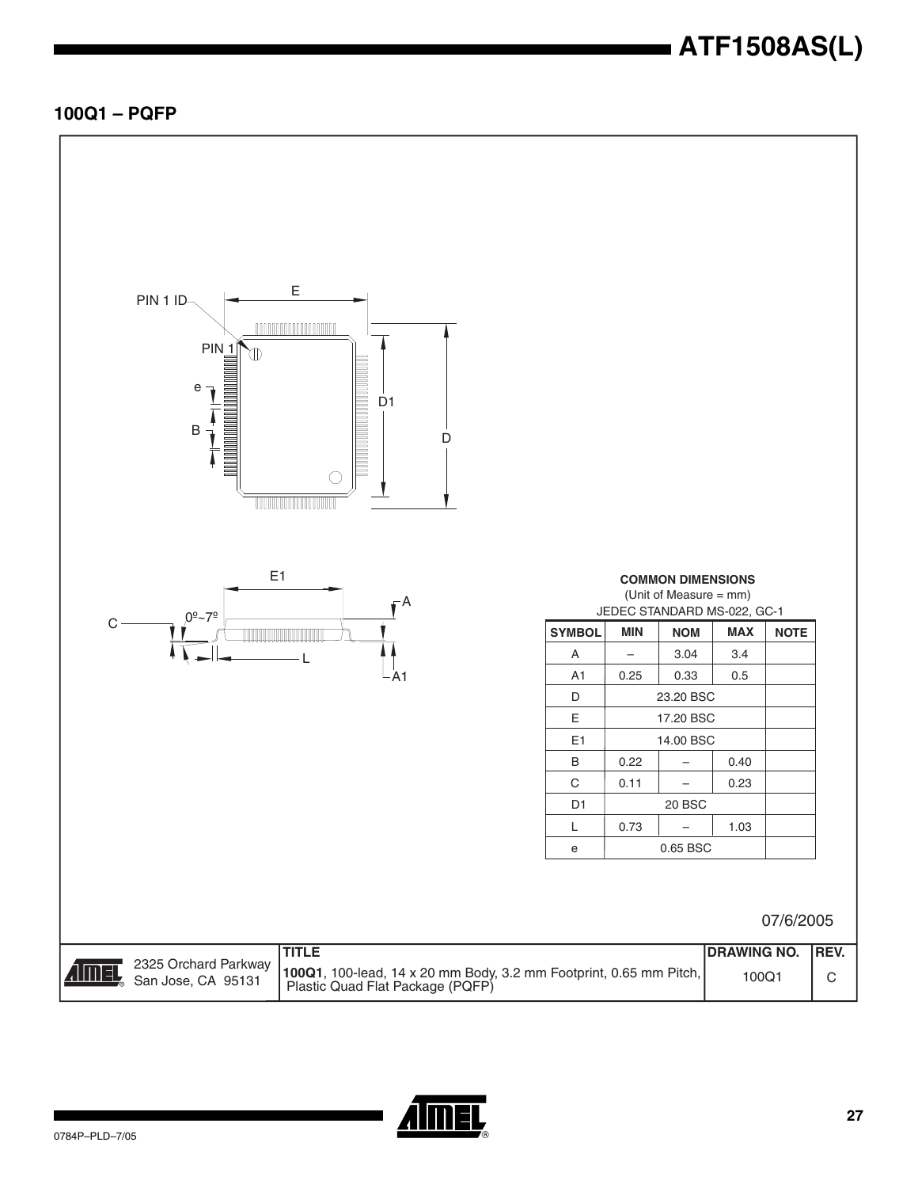## 100Q1 – PQFP

**COMMON DIMENSIONS**
(Unit of Measure = mm)
JEDEC STANDARD MS-022, GC-1

| SYMBOL | MIN | NOM | MAX | NOTE |
|---|---|---|---|---|
| A | – | 3.04 | 3.4 | |
| A1 | 0.25 | 0.33 | 0.5 | |
| D | | 23.20 BSC | | |
| E | | 17.20 BSC | | |
| E1 | | 14.00 BSC | | |
| B | 0.22 | – | 0.40 | |
| C | 0.11 | – | 0.23 | |
| D1 | | 20 BSC | | |
| L | 0.73 | – | 1.03 | |
| e | | 0.65 BSC | | |

07/6/2005

| | TITLE | DRAWING NO. | REV. |
|---|---|---|---|
| 2325 Orchard Parkway San Jose, CA 95131 | **100Q1**, 100-lead, 14 x 20 mm Body, 3.2 mm Footprint, 0.65 mm Pitch, Plastic Quad Flat Package (PQFP) | 100Q1 | C |

0784P–PLD–7/05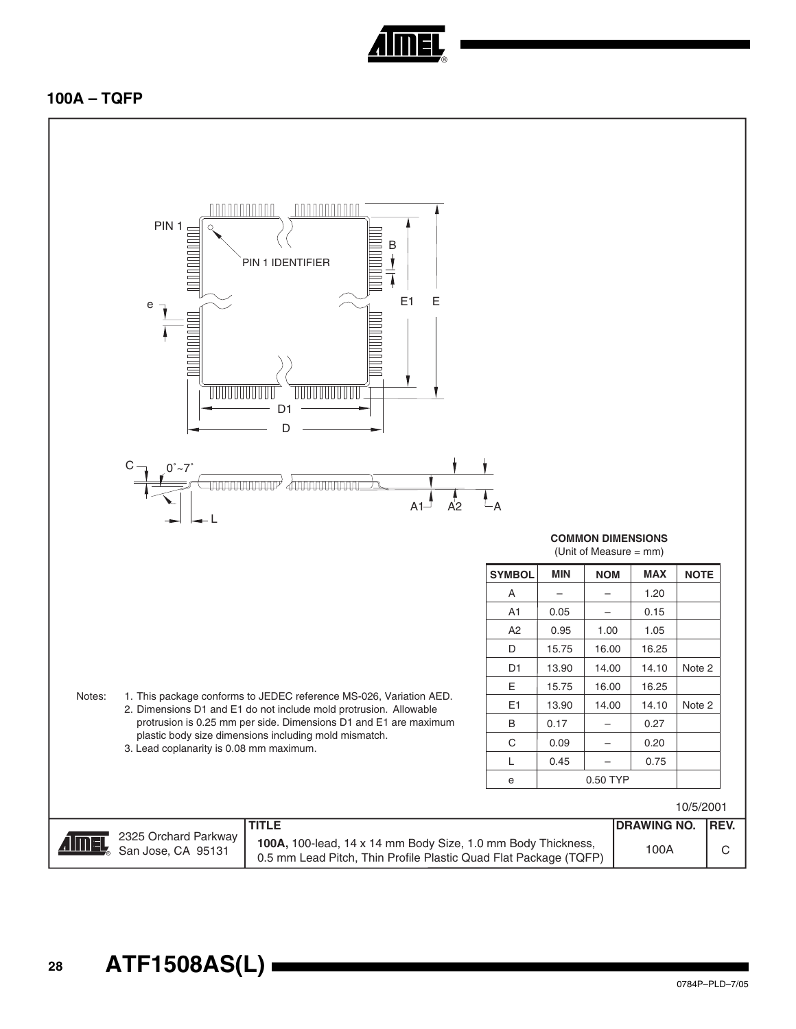## 100A – TQFP

PIN 1

PIN 1 IDENTIFIER

**COMMON DIMENSIONS**
(Unit of Measure = mm)

| SYMBOL | MIN | NOM | MAX | NOTE |
|---|---|---|---|---|
| A | – | – | 1.20 | |
| A1 | 0.05 | – | 0.15 | |
| A2 | 0.95 | 1.00 | 1.05 | |
| D | 15.75 | 16.00 | 16.25 | |
| D1 | 13.90 | 14.00 | 14.10 | Note 2 |
| E | 15.75 | 16.00 | 16.25 | |
| E1 | 13.90 | 14.00 | 14.10 | Note 2 |
| B | 0.17 | – | 0.27 | |
| C | 0.09 | – | 0.20 | |
| L | 0.45 | – | 0.75 | |
| e | 0.50 TYP | | | |

Notes:
1. This package conforms to JEDEC reference MS-026, Variation AED.
2. Dimensions D1 and E1 do not include mold protrusion. Allowable protrusion is 0.25 mm per side. Dimensions D1 and E1 are maximum plastic body size dimensions including mold mismatch.
3. Lead coplanarity is 0.08 mm maximum.

10/5/2001

| 2325 Orchard Parkway San Jose, CA 95131 | **TITLE** **100A,** 100-lead, 14 x 14 mm Body Size, 1.0 mm Body Thickness, 0.5 mm Lead Pitch, Thin Profile Plastic Quad Flat Package (TQFP) | **DRAWING NO.** 100A | **REV.** C |
|---|---|---|---|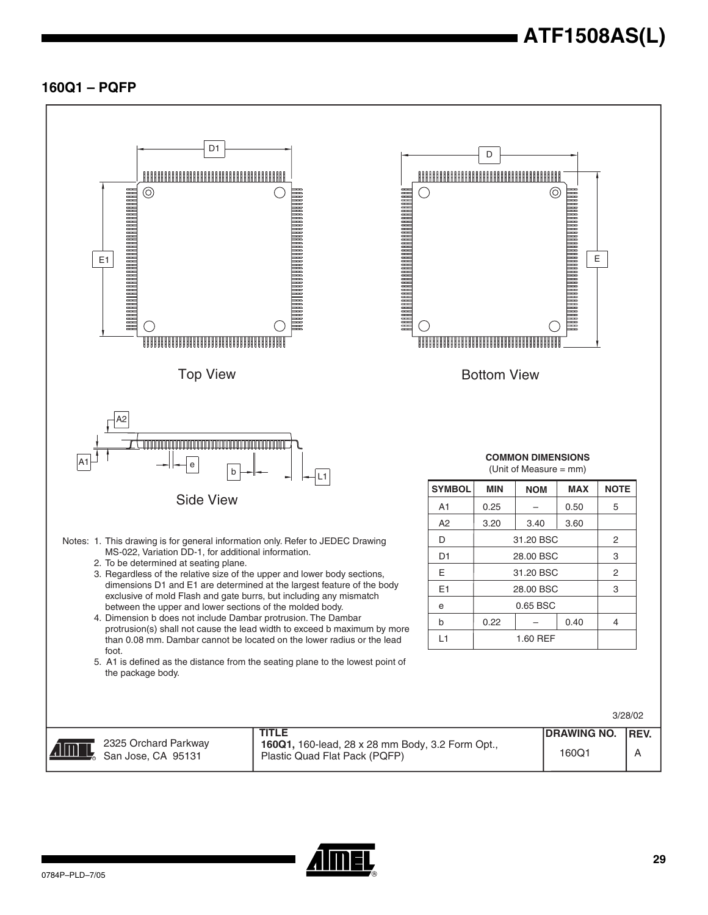## 160Q1 – PQFP

Top View

Bottom View

Side View

**COMMON DIMENSIONS**
(Unit of Measure = mm)

| SYMBOL | MIN | NOM | MAX | NOTE |
|---|---|---|---|---|
| A1 | 0.25 | – | 0.50 | 5 |
| A2 | 3.20 | 3.40 | 3.60 | |
| D | | 31.20 BSC | | 2 |
| D1 | | 28.00 BSC | | 3 |
| E | | 31.20 BSC | | 2 |
| E1 | | 28.00 BSC | | 3 |
| e | | 0.65 BSC | | |
| b | 0.22 | – | 0.40 | 4 |
| L1 | | 1.60 REF | | |

Notes:
1. This drawing is for general information only. Refer to JEDEC Drawing MS-022, Variation DD-1, for additional information.
2. To be determined at seating plane.
3. Regardless of the relative size of the upper and lower body sections, dimensions D1 and E1 are determined at the largest feature of the body exclusive of mold Flash and gate burrs, but including any mismatch between the upper and lower sections of the molded body.
4. Dimension b does not include Dambar protrusion. The Dambar protrusion(s) shall not cause the lead width to exceed b maximum by more than 0.08 mm. Dambar cannot be located on the lower radius or the lead foot.
5. A1 is defined as the distance from the seating plane to the lowest point of the package body.

3/28/02

| | TITLE | DRAWING NO. | REV. |
|---|---|---|---|
| 2325 Orchard Parkway San Jose, CA 95131 | **160Q1,** 160-lead, 28 x 28 mm Body, 3.2 Form Opt., Plastic Quad Flat Pack (PQFP) | 160Q1 | A |

0784P–PLD–7/05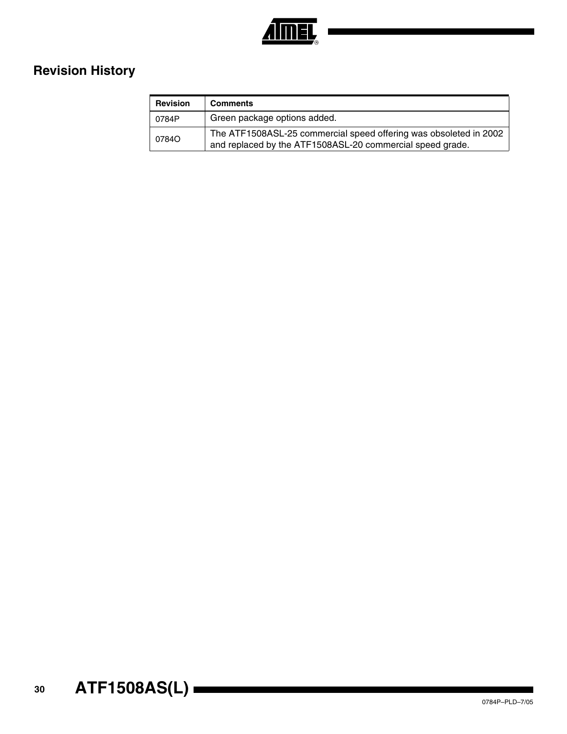## Revision History

| Revision | Comments |
| --- | --- |
| 0784P | Green package options added. |
| 0784O | The ATF1508ASL-25 commercial speed offering was obsoleted in 2002 and replaced by the ATF1508ASL-20 commercial speed grade. |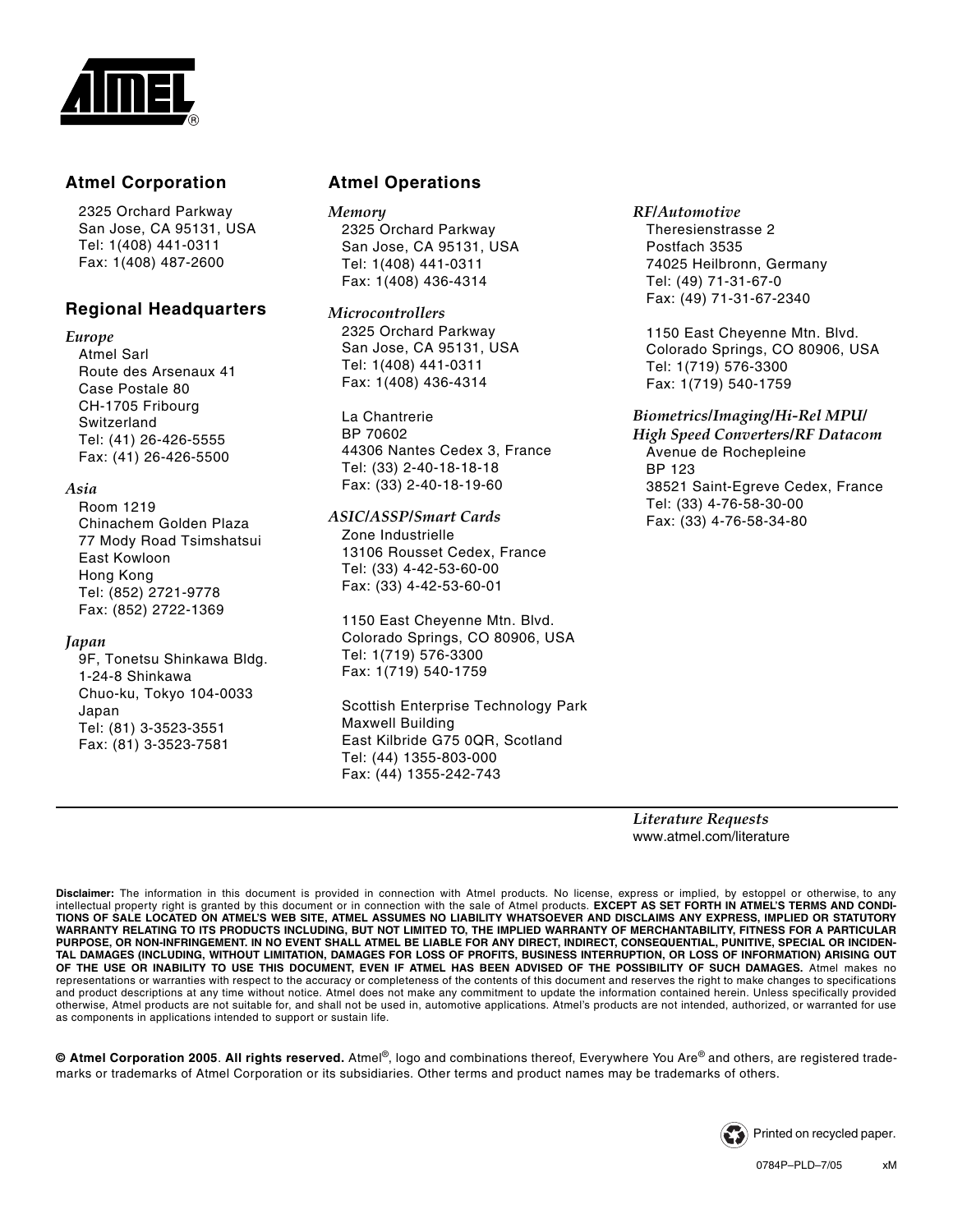## Atmel Corporation

2325 Orchard Parkway
San Jose, CA 95131, USA
Tel: 1(408) 441-0311
Fax: 1(408) 487-2600

## Regional Headquarters

*Europe*

Atmel Sarl
Route des Arsenaux 41
Case Postale 80
CH-1705 Fribourg
Switzerland
Tel: (41) 26-426-5555
Fax: (41) 26-426-5500

*Asia*

Room 1219
Chinachem Golden Plaza
77 Mody Road Tsimshatsui
East Kowloon
Hong Kong
Tel: (852) 2721-9778
Fax: (852) 2722-1369

*Japan*

9F, Tonetsu Shinkawa Bldg.
1-24-8 Shinkawa
Chuo-ku, Tokyo 104-0033
Japan
Tel: (81) 3-3523-3551
Fax: (81) 3-3523-7581

## Atmel Operations

*Memory*

2325 Orchard Parkway
San Jose, CA 95131, USA
Tel: 1(408) 441-0311
Fax: 1(408) 436-4314

*Microcontrollers*

2325 Orchard Parkway
San Jose, CA 95131, USA
Tel: 1(408) 441-0311
Fax: 1(408) 436-4314

La Chantrerie
BP 70602
44306 Nantes Cedex 3, France
Tel: (33) 2-40-18-18-18
Fax: (33) 2-40-18-19-60

*ASIC/ASSP/Smart Cards*

Zone Industrielle
13106 Rousset Cedex, France
Tel: (33) 4-42-53-60-00
Fax: (33) 4-42-53-60-01

1150 East Cheyenne Mtn. Blvd.
Colorado Springs, CO 80906, USA
Tel: 1(719) 576-3300
Fax: 1(719) 540-1759

Scottish Enterprise Technology Park
Maxwell Building
East Kilbride G75 0QR, Scotland
Tel: (44) 1355-803-000
Fax: (44) 1355-242-743

*RF/Automotive*

Theresienstrasse 2
Postfach 3535
74025 Heilbronn, Germany
Tel: (49) 71-31-67-0
Fax: (49) 71-31-67-2340

1150 East Cheyenne Mtn. Blvd.
Colorado Springs, CO 80906, USA
Tel: 1(719) 576-3300
Fax: 1(719) 540-1759

*Biometrics/Imaging/Hi-Rel MPU/ High Speed Converters/RF Datacom*

Avenue de Rochepleine
BP 123
38521 Saint-Egreve Cedex, France
Tel: (33) 4-76-58-30-00
Fax: (33) 4-76-58-34-80

*Literature Requests*

www.atmel.com/literature

**Disclaimer:** The information in this document is provided in connection with Atmel products. No license, express or implied, by estoppel or otherwise, to any intellectual property right is granted by this document or in connection with the sale of Atmel products. **EXCEPT AS SET FORTH IN ATMEL'S TERMS AND CONDITIONS OF SALE LOCATED ON ATMEL'S WEB SITE, ATMEL ASSUMES NO LIABILITY WHATSOEVER AND DISCLAIMS ANY EXPRESS, IMPLIED OR STATUTORY WARRANTY RELATING TO ITS PRODUCTS INCLUDING, BUT NOT LIMITED TO, THE IMPLIED WARRANTY OF MERCHANTABILITY, FITNESS FOR A PARTICULAR PURPOSE, OR NON-INFRINGEMENT. IN NO EVENT SHALL ATMEL BE LIABLE FOR ANY DIRECT, INDIRECT, CONSEQUENTIAL, PUNITIVE, SPECIAL OR INCIDENTAL DAMAGES (INCLUDING, WITHOUT LIMITATION, DAMAGES FOR LOSS OF PROFITS, BUSINESS INTERRUPTION, OR LOSS OF INFORMATION) ARISING OUT OF THE USE OR INABILITY TO USE THIS DOCUMENT, EVEN IF ATMEL HAS BEEN ADVISED OF THE POSSIBILITY OF SUCH DAMAGES.** Atmel makes no representations or warranties with respect to the accuracy or completeness of the contents of this document and reserves the right to make changes to specifications and product descriptions at any time without notice. Atmel does not make any commitment to update the information contained herein. Unless specifically provided otherwise, Atmel products are not suitable for, and shall not be used in, automotive applications. Atmel's products are not intended, authorized, or warranted for use as components in applications intended to support or sustain life.

**© Atmel Corporation 2005**. **All rights reserved.** Atmel®, logo and combinations thereof, Everywhere You Are® and others, are registered trademarks or trademarks of Atmel Corporation or its subsidiaries. Other terms and product names may be trademarks of others.

Printed on recycled paper.

0784P–PLD–7/05 xM